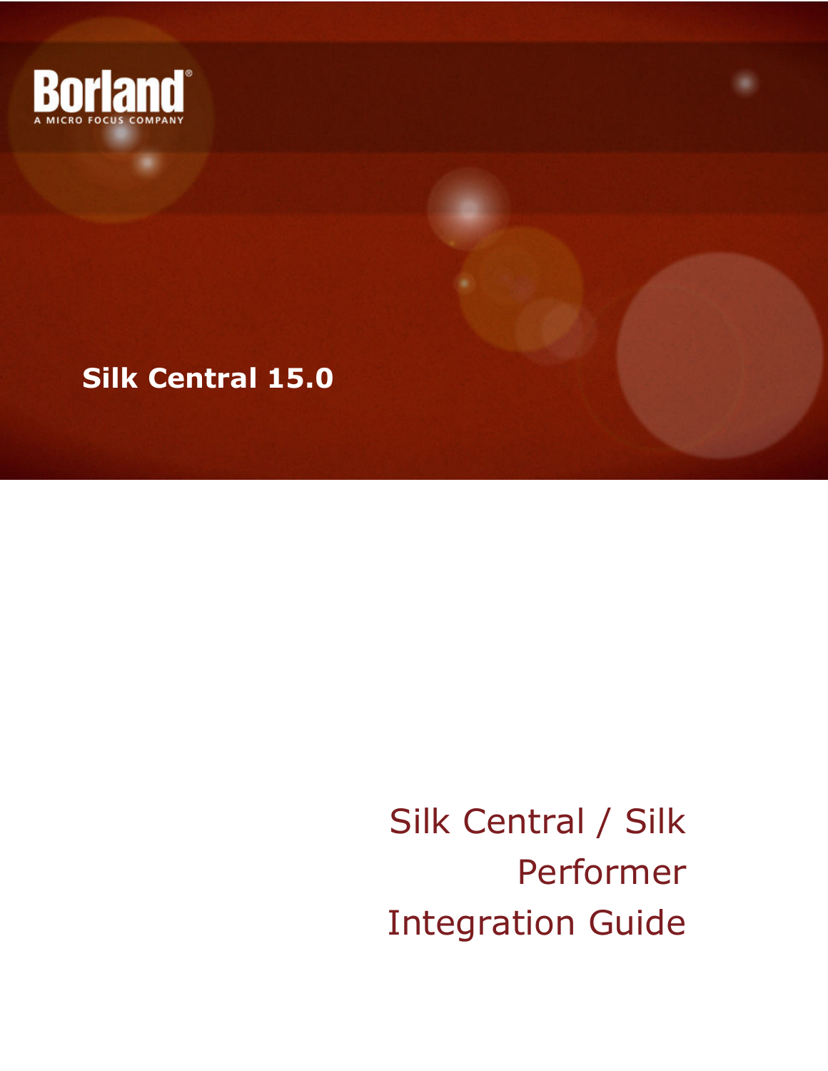Borland

A MICRO FOCUS COMPANY

**Silk Central 15.0**

# Silk Central / Silk Performer Integration Guide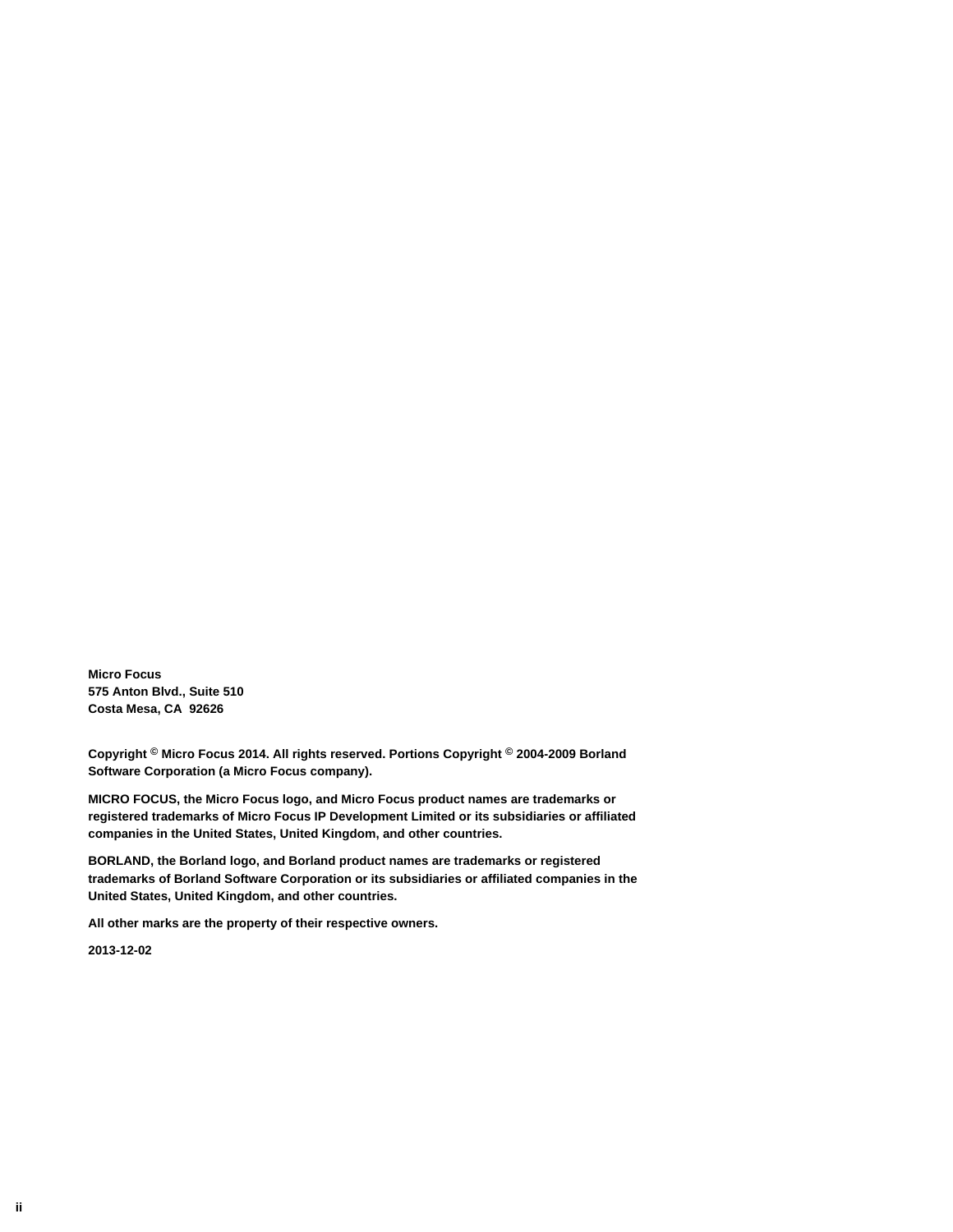**Micro Focus**
**575 Anton Blvd., Suite 510**
**Costa Mesa, CA 92626**

**Copyright © Micro Focus 2014. All rights reserved. Portions Copyright © 2004-2009 Borland Software Corporation (a Micro Focus company).**

**MICRO FOCUS, the Micro Focus logo, and Micro Focus product names are trademarks or registered trademarks of Micro Focus IP Development Limited or its subsidiaries or affiliated companies in the United States, United Kingdom, and other countries.**

**BORLAND, the Borland logo, and Borland product names are trademarks or registered trademarks of Borland Software Corporation or its subsidiaries or affiliated companies in the United States, United Kingdom, and other countries.**

**All other marks are the property of their respective owners.**

**2013-12-02**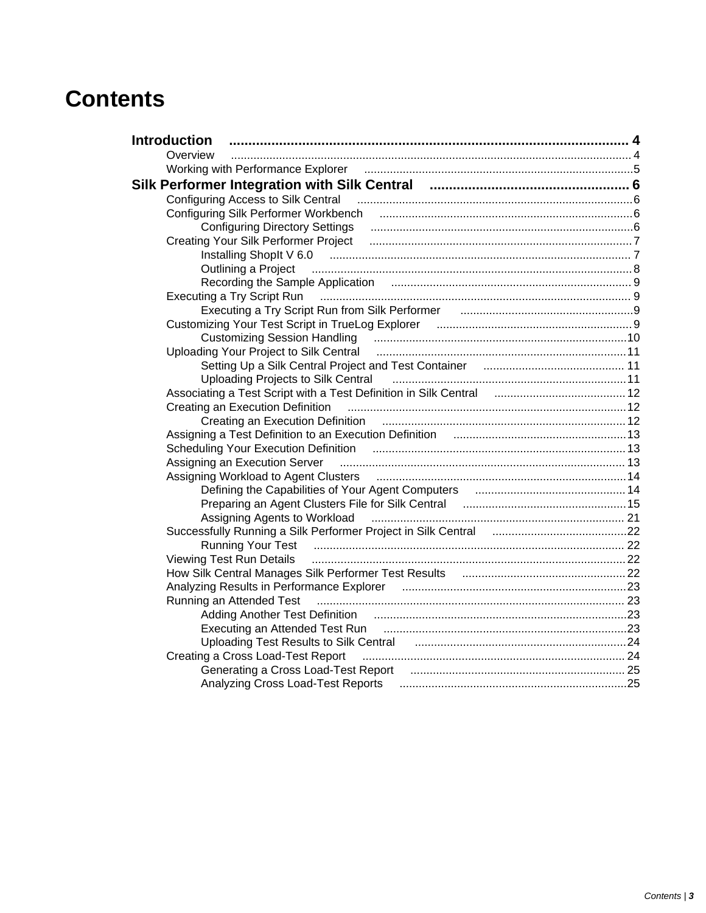# Contents

**Introduction** ........................................ 4

- Overview ........................................ 4
- Working with Performance Explorer ........................................ 5

**Silk Performer Integration with Silk Central** ........................................ 6

- Configuring Access to Silk Central ........................................ 6
- Configuring Silk Performer Workbench ........................................ 6
  - Configuring Directory Settings ........................................ 6
- Creating Your Silk Performer Project ........................................ 7
  - Installing ShopIt V 6.0 ........................................ 7
  - Outlining a Project ........................................ 8
  - Recording the Sample Application ........................................ 9
- Executing a Try Script Run ........................................ 9
  - Executing a Try Script Run from Silk Performer ........................................ 9
- Customizing Your Test Script in TrueLog Explorer ........................................ 9
  - Customizing Session Handling ........................................ 10
- Uploading Your Project to Silk Central ........................................ 11
  - Setting Up a Silk Central Project and Test Container ........................................ 11
  - Uploading Projects to Silk Central ........................................ 11
- Associating a Test Script with a Test Definition in Silk Central ........................................ 12
- Creating an Execution Definition ........................................ 12
  - Creating an Execution Definition ........................................ 12
- Assigning a Test Definition to an Execution Definition ........................................ 13
- Scheduling Your Execution Definition ........................................ 13
- Assigning an Execution Server ........................................ 13
- Assigning Workload to Agent Clusters ........................................ 14
  - Defining the Capabilities of Your Agent Computers ........................................ 14
  - Preparing an Agent Clusters File for Silk Central ........................................ 15
  - Assigning Agents to Workload ........................................ 21
- Successfully Running a Silk Performer Project in Silk Central ........................................ 22
  - Running Your Test ........................................ 22
- Viewing Test Run Details ........................................ 22
- How Silk Central Manages Silk Performer Test Results ........................................ 22
- Analyzing Results in Performance Explorer ........................................ 23
- Running an Attended Test ........................................ 23
  - Adding Another Test Definition ........................................ 23
  - Executing an Attended Test Run ........................................ 23
  - Uploading Test Results to Silk Central ........................................ 24
- Creating a Cross Load-Test Report ........................................ 24
  - Generating a Cross Load-Test Report ........................................ 25
  - Analyzing Cross Load-Test Reports ........................................ 25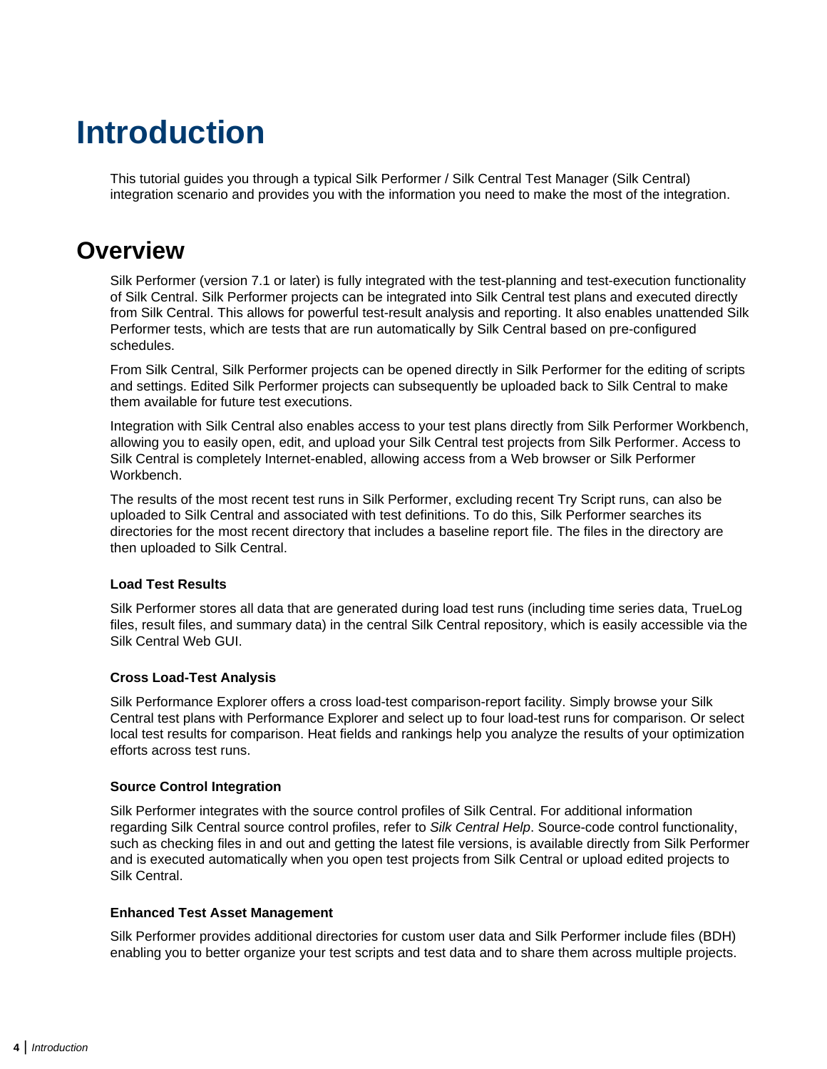# Introduction

This tutorial guides you through a typical Silk Performer / Silk Central Test Manager (Silk Central) integration scenario and provides you with the information you need to make the most of the integration.

## Overview

Silk Performer (version 7.1 or later) is fully integrated with the test-planning and test-execution functionality of Silk Central. Silk Performer projects can be integrated into Silk Central test plans and executed directly from Silk Central. This allows for powerful test-result analysis and reporting. It also enables unattended Silk Performer tests, which are tests that are run automatically by Silk Central based on pre-configured schedules.

From Silk Central, Silk Performer projects can be opened directly in Silk Performer for the editing of scripts and settings. Edited Silk Performer projects can subsequently be uploaded back to Silk Central to make them available for future test executions.

Integration with Silk Central also enables access to your test plans directly from Silk Performer Workbench, allowing you to easily open, edit, and upload your Silk Central test projects from Silk Performer. Access to Silk Central is completely Internet-enabled, allowing access from a Web browser or Silk Performer Workbench.

The results of the most recent test runs in Silk Performer, excluding recent Try Script runs, can also be uploaded to Silk Central and associated with test definitions. To do this, Silk Performer searches its directories for the most recent directory that includes a baseline report file. The files in the directory are then uploaded to Silk Central.

#### Load Test Results

Silk Performer stores all data that are generated during load test runs (including time series data, TrueLog files, result files, and summary data) in the central Silk Central repository, which is easily accessible via the Silk Central Web GUI.

#### Cross Load-Test Analysis

Silk Performance Explorer offers a cross load-test comparison-report facility. Simply browse your Silk Central test plans with Performance Explorer and select up to four load-test runs for comparison. Or select local test results for comparison. Heat fields and rankings help you analyze the results of your optimization efforts across test runs.

#### Source Control Integration

Silk Performer integrates with the source control profiles of Silk Central. For additional information regarding Silk Central source control profiles, refer to *Silk Central Help*. Source-code control functionality, such as checking files in and out and getting the latest file versions, is available directly from Silk Performer and is executed automatically when you open test projects from Silk Central or upload edited projects to Silk Central.

#### Enhanced Test Asset Management

Silk Performer provides additional directories for custom user data and Silk Performer include files (BDH) enabling you to better organize your test scripts and test data and to share them across multiple projects.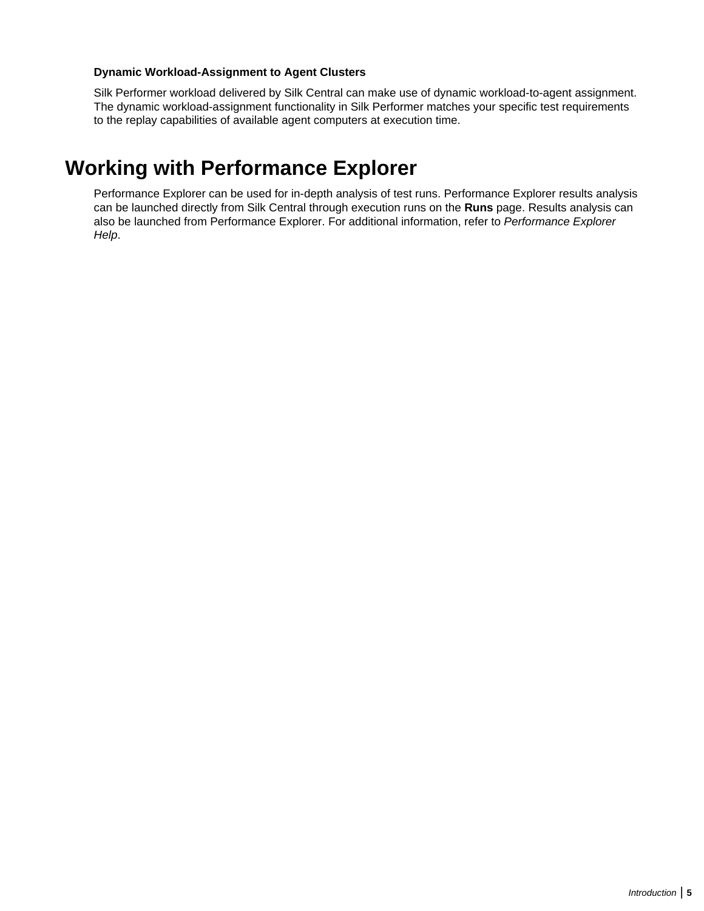**Dynamic Workload-Assignment to Agent Clusters**

Silk Performer workload delivered by Silk Central can make use of dynamic workload-to-agent assignment. The dynamic workload-assignment functionality in Silk Performer matches your specific test requirements to the replay capabilities of available agent computers at execution time.

# Working with Performance Explorer

Performance Explorer can be used for in-depth analysis of test runs. Performance Explorer results analysis can be launched directly from Silk Central through execution runs on the **Runs** page. Results analysis can also be launched from Performance Explorer. For additional information, refer to *Performance Explorer Help*.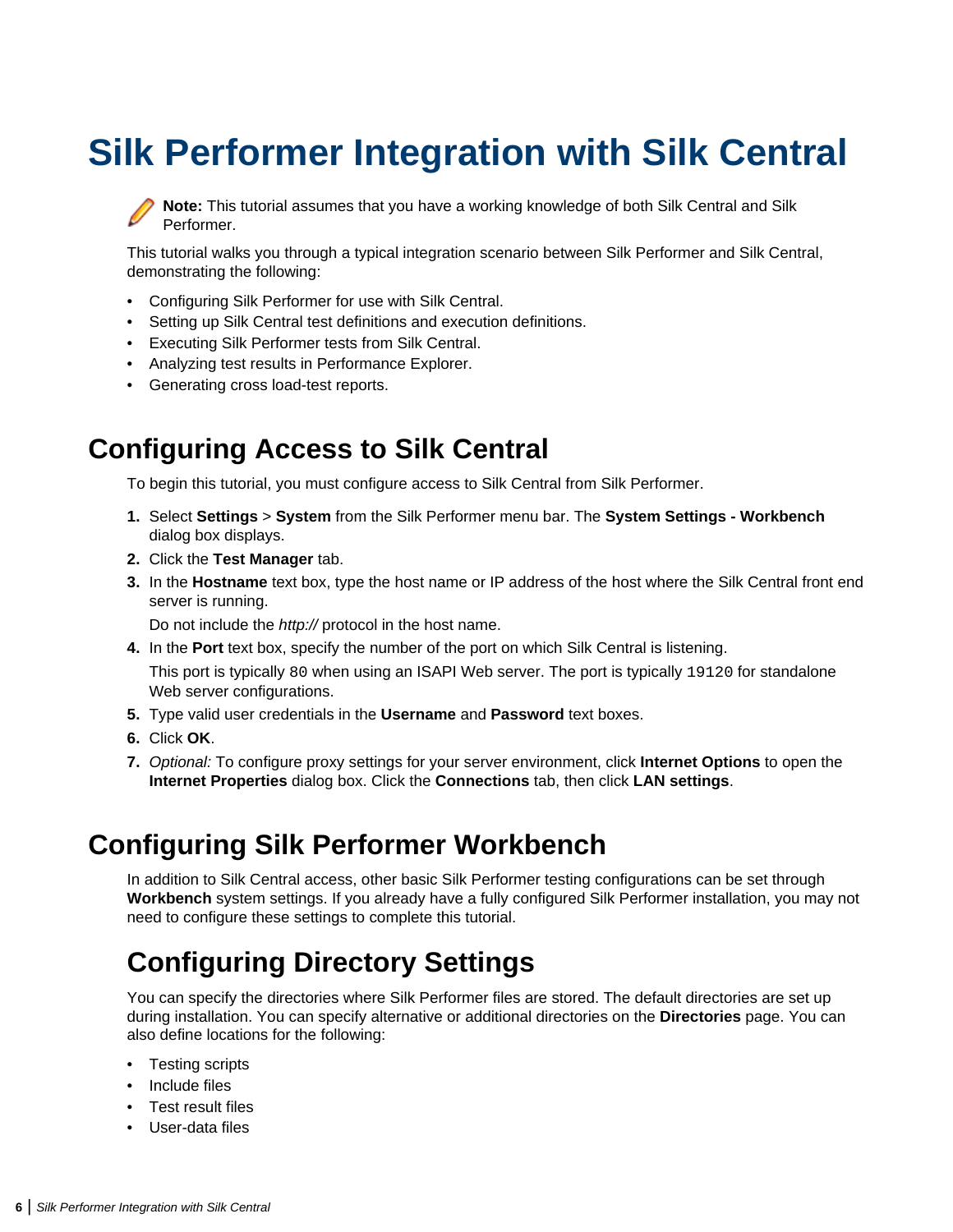# Silk Performer Integration with Silk Central

**Note:** This tutorial assumes that you have a working knowledge of both Silk Central and Silk Performer.

This tutorial walks you through a typical integration scenario between Silk Performer and Silk Central, demonstrating the following:

- Configuring Silk Performer for use with Silk Central.
- Setting up Silk Central test definitions and execution definitions.
- Executing Silk Performer tests from Silk Central.
- Analyzing test results in Performance Explorer.
- Generating cross load-test reports.

## Configuring Access to Silk Central

To begin this tutorial, you must configure access to Silk Central from Silk Performer.

1. Select **Settings** > **System** from the Silk Performer menu bar. The **System Settings - Workbench** dialog box displays.
2. Click the **Test Manager** tab.
3. In the **Hostname** text box, type the host name or IP address of the host where the Silk Central front end server is running.

   Do not include the *http://* protocol in the host name.
4. In the **Port** text box, specify the number of the port on which Silk Central is listening.

   This port is typically `80` when using an ISAPI Web server. The port is typically `19120` for standalone Web server configurations.
5. Type valid user credentials in the **Username** and **Password** text boxes.
6. Click **OK**.
7. *Optional:* To configure proxy settings for your server environment, click **Internet Options** to open the **Internet Properties** dialog box. Click the **Connections** tab, then click **LAN settings**.

## Configuring Silk Performer Workbench

In addition to Silk Central access, other basic Silk Performer testing configurations can be set through **Workbench** system settings. If you already have a fully configured Silk Performer installation, you may not need to configure these settings to complete this tutorial.

### Configuring Directory Settings

You can specify the directories where Silk Performer files are stored. The default directories are set up during installation. You can specify alternative or additional directories on the **Directories** page. You can also define locations for the following:

- Testing scripts
- Include files
- Test result files
- User-data files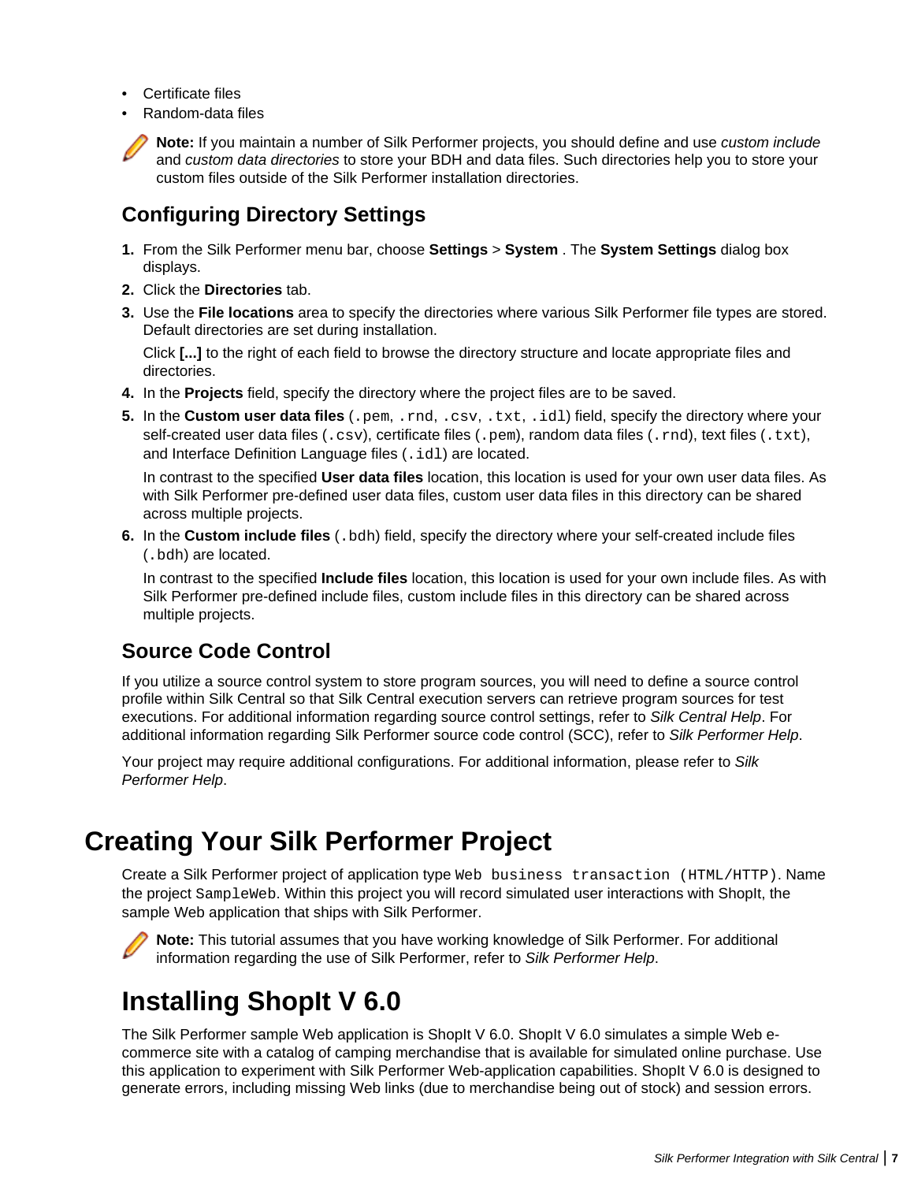- Certificate files
- Random-data files

**Note:** If you maintain a number of Silk Performer projects, you should define and use *custom include* and *custom data directories* to store your BDH and data files. Such directories help you to store your custom files outside of the Silk Performer installation directories.

### Configuring Directory Settings

1. From the Silk Performer menu bar, choose **Settings** > **System** . The **System Settings** dialog box displays.
2. Click the **Directories** tab.
3. Use the **File locations** area to specify the directories where various Silk Performer file types are stored. Default directories are set during installation.

   Click **[...]** to the right of each field to browse the directory structure and locate appropriate files and directories.
4. In the **Projects** field, specify the directory where the project files are to be saved.
5. In the **Custom user data files** (`.pem`, `.rnd`, `.csv`, `.txt`, `.idl`) field, specify the directory where your self-created user data files (`.csv`), certificate files (`.pem`), random data files (`.rnd`), text files (`.txt`), and Interface Definition Language files (`.idl`) are located.

   In contrast to the specified **User data files** location, this location is used for your own user data files. As with Silk Performer pre-defined user data files, custom user data files in this directory can be shared across multiple projects.
6. In the **Custom include files** (`.bdh`) field, specify the directory where your self-created include files (`.bdh`) are located.

   In contrast to the specified **Include files** location, this location is used for your own include files. As with Silk Performer pre-defined include files, custom include files in this directory can be shared across multiple projects.

### Source Code Control

If you utilize a source control system to store program sources, you will need to define a source control profile within Silk Central so that Silk Central execution servers can retrieve program sources for test executions. For additional information regarding source control settings, refer to *Silk Central Help*. For additional information regarding Silk Performer source code control (SCC), refer to *Silk Performer Help*.

Your project may require additional configurations. For additional information, please refer to *Silk Performer Help*.

# Creating Your Silk Performer Project

Create a Silk Performer project of application type `Web business transaction (HTML/HTTP)`. Name the project `SampleWeb`. Within this project you will record simulated user interactions with ShopIt, the sample Web application that ships with Silk Performer.

**Note:** This tutorial assumes that you have working knowledge of Silk Performer. For additional information regarding the use of Silk Performer, refer to *Silk Performer Help*.

## Installing ShopIt V 6.0

The Silk Performer sample Web application is ShopIt V 6.0. ShopIt V 6.0 simulates a simple Web e-commerce site with a catalog of camping merchandise that is available for simulated online purchase. Use this application to experiment with Silk Performer Web-application capabilities. ShopIt V 6.0 is designed to generate errors, including missing Web links (due to merchandise being out of stock) and session errors.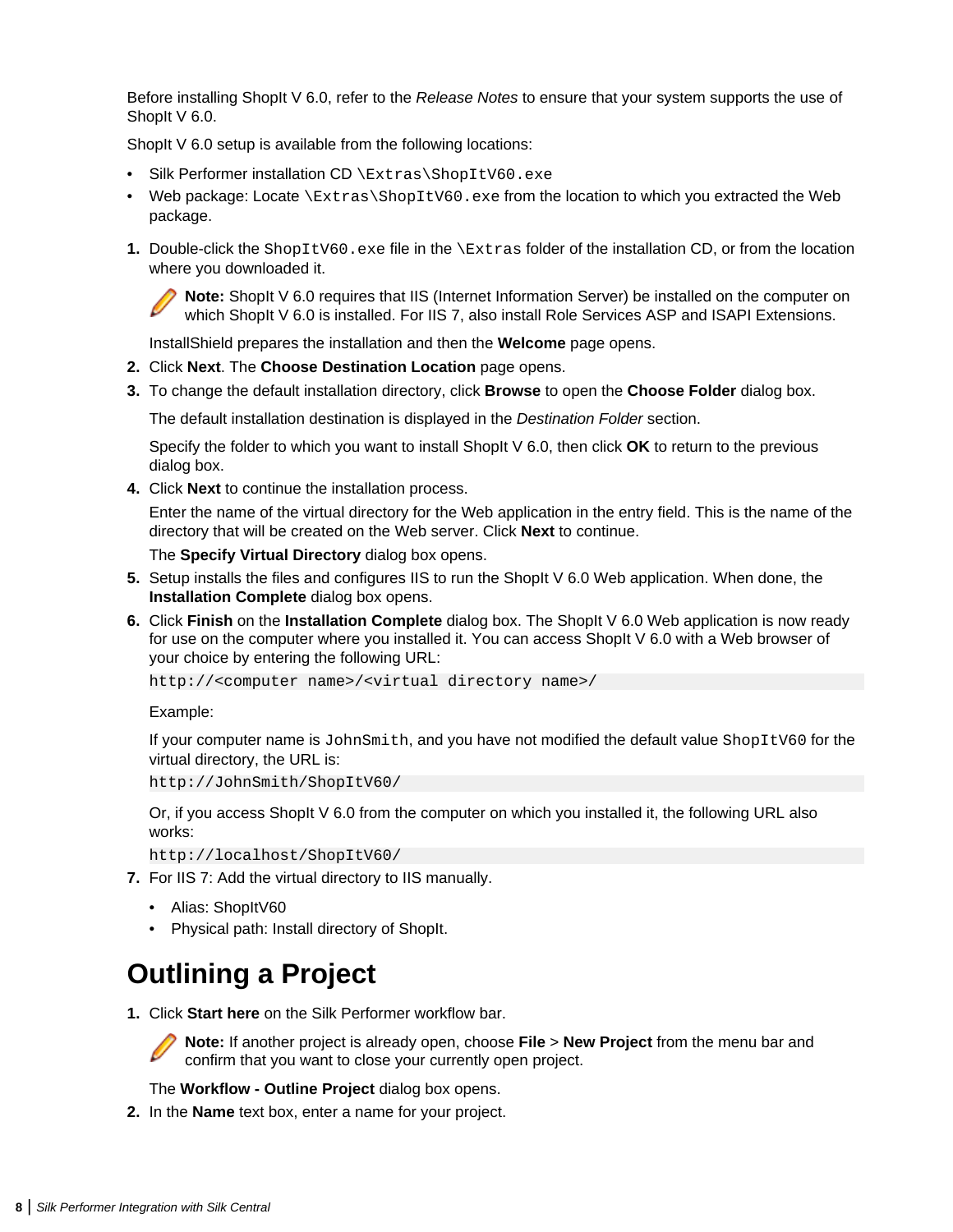Before installing ShopIt V 6.0, refer to the *Release Notes* to ensure that your system supports the use of ShopIt V 6.0.

ShopIt V 6.0 setup is available from the following locations:

- Silk Performer installation CD `\Extras\ShopItV60.exe`
- Web package: Locate `\Extras\ShopItV60.exe` from the location to which you extracted the Web package.

1. Double-click the `ShopItV60.exe` file in the `\Extras` folder of the installation CD, or from the location where you downloaded it.

   **Note:** ShopIt V 6.0 requires that IIS (Internet Information Server) be installed on the computer on which ShopIt V 6.0 is installed. For IIS 7, also install Role Services ASP and ISAPI Extensions.

   InstallShield prepares the installation and then the **Welcome** page opens.
2. Click **Next**. The **Choose Destination Location** page opens.
3. To change the default installation directory, click **Browse** to open the **Choose Folder** dialog box.

   The default installation destination is displayed in the *Destination Folder* section.

   Specify the folder to which you want to install ShopIt V 6.0, then click **OK** to return to the previous dialog box.
4. Click **Next** to continue the installation process.

   Enter the name of the virtual directory for the Web application in the entry field. This is the name of the directory that will be created on the Web server. Click **Next** to continue.

   The **Specify Virtual Directory** dialog box opens.
5. Setup installs the files and configures IIS to run the ShopIt V 6.0 Web application. When done, the **Installation Complete** dialog box opens.
6. Click **Finish** on the **Installation Complete** dialog box. The ShopIt V 6.0 Web application is now ready for use on the computer where you installed it. You can access ShopIt V 6.0 with a Web browser of your choice by entering the following URL:

   ```
   http://<computer name>/<virtual directory name>/
   ```

   Example:

   If your computer name is `JohnSmith`, and you have not modified the default value `ShopItV60` for the virtual directory, the URL is:

   ```
   http://JohnSmith/ShopItV60/
   ```

   Or, if you access ShopIt V 6.0 from the computer on which you installed it, the following URL also works:

   ```
   http://localhost/ShopItV60/
   ```
7. For IIS 7: Add the virtual directory to IIS manually.
   - Alias: ShopItV60
   - Physical path: Install directory of ShopIt.

# Outlining a Project

1. Click **Start here** on the Silk Performer workflow bar.

   **Note:** If another project is already open, choose **File** > **New Project** from the menu bar and confirm that you want to close your currently open project.

   The **Workflow - Outline Project** dialog box opens.
2. In the **Name** text box, enter a name for your project.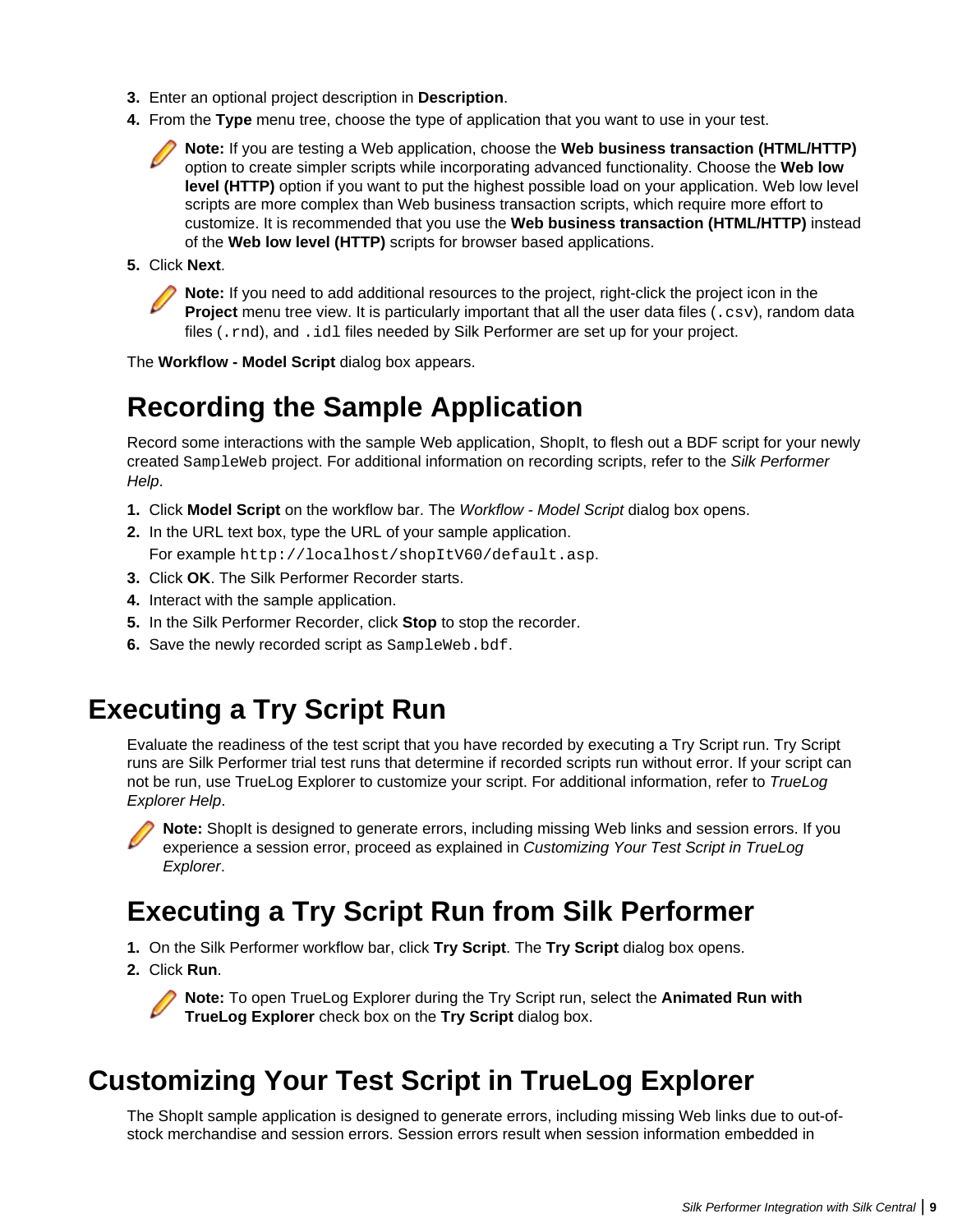3. Enter an optional project description in **Description**.
4. From the **Type** menu tree, choose the type of application that you want to use in your test.

   **Note:** If you are testing a Web application, choose the **Web business transaction (HTML/HTTP)** option to create simpler scripts while incorporating advanced functionality. Choose the **Web low level (HTTP)** option if you want to put the highest possible load on your application. Web low level scripts are more complex than Web business transaction scripts, which require more effort to customize. It is recommended that you use the **Web business transaction (HTML/HTTP)** instead of the **Web low level (HTTP)** scripts for browser based applications.

5. Click **Next**.

   **Note:** If you need to add additional resources to the project, right-click the project icon in the **Project** menu tree view. It is particularly important that all the user data files (`.csv`), random data files (`.rnd`), and `.idl` files needed by Silk Performer are set up for your project.

The **Workflow - Model Script** dialog box appears.

## Recording the Sample Application

Record some interactions with the sample Web application, ShopIt, to flesh out a BDF script for your newly created `SampleWeb` project. For additional information on recording scripts, refer to the *Silk Performer Help*.

1. Click **Model Script** on the workflow bar. The *Workflow - Model Script* dialog box opens.
2. In the URL text box, type the URL of your sample application.

   For example `http://localhost/shopItV60/default.asp`.
3. Click **OK**. The Silk Performer Recorder starts.
4. Interact with the sample application.
5. In the Silk Performer Recorder, click **Stop** to stop the recorder.
6. Save the newly recorded script as `SampleWeb.bdf`.

# Executing a Try Script Run

Evaluate the readiness of the test script that you have recorded by executing a Try Script run. Try Script runs are Silk Performer trial test runs that determine if recorded scripts run without error. If your script can not be run, use TrueLog Explorer to customize your script. For additional information, refer to *TrueLog Explorer Help*.

**Note:** ShopIt is designed to generate errors, including missing Web links and session errors. If you experience a session error, proceed as explained in *Customizing Your Test Script in TrueLog Explorer*.

## Executing a Try Script Run from Silk Performer

1. On the Silk Performer workflow bar, click **Try Script**. The **Try Script** dialog box opens.
2. Click **Run**.

   **Note:** To open TrueLog Explorer during the Try Script run, select the **Animated Run with TrueLog Explorer** check box on the **Try Script** dialog box.

# Customizing Your Test Script in TrueLog Explorer

The ShopIt sample application is designed to generate errors, including missing Web links due to out-of-stock merchandise and session errors. Session errors result when session information embedded in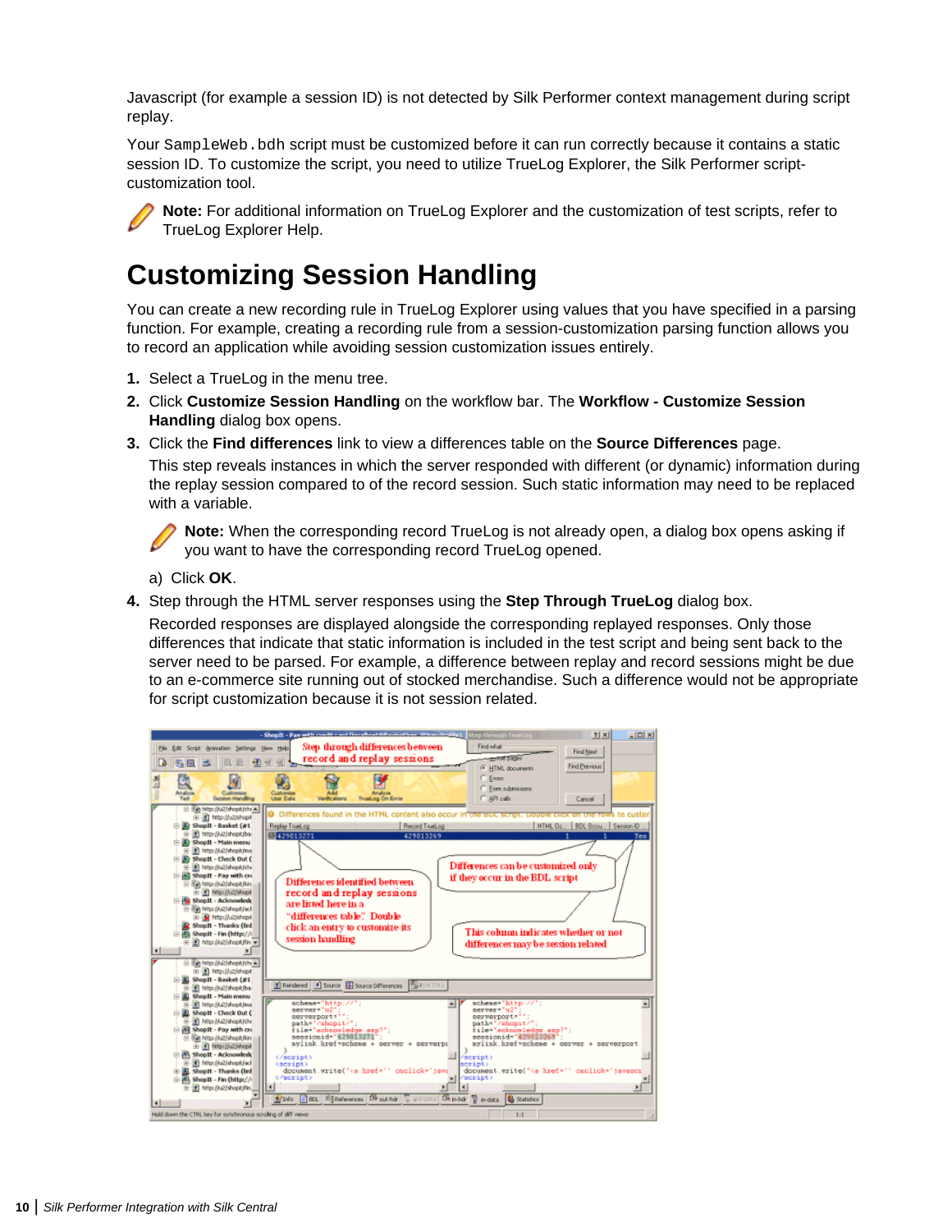Javascript (for example a session ID) is not detected by Silk Performer context management during script replay.

Your `SampleWeb.bdh` script must be customized before it can run correctly because it contains a static session ID. To customize the script, you need to utilize TrueLog Explorer, the Silk Performer script-customization tool.

**Note:** For additional information on TrueLog Explorer and the customization of test scripts, refer to TrueLog Explorer Help.

# Customizing Session Handling

You can create a new recording rule in TrueLog Explorer using values that you have specified in a parsing function. For example, creating a recording rule from a session-customization parsing function allows you to record an application while avoiding session customization issues entirely.

1. Select a TrueLog in the menu tree.
2. Click **Customize Session Handling** on the workflow bar. The **Workflow - Customize Session Handling** dialog box opens.
3. Click the **Find differences** link to view a differences table on the **Source Differences** page.

   This step reveals instances in which the server responded with different (or dynamic) information during the replay session compared to of the record session. Such static information may need to be replaced with a variable.

   **Note:** When the corresponding record TrueLog is not already open, a dialog box opens asking if you want to have the corresponding record TrueLog opened.

   a) Click **OK**.
4. Step through the HTML server responses using the **Step Through TrueLog** dialog box.

   Recorded responses are displayed alongside the corresponding replayed responses. Only those differences that indicate that static information is included in the test script and being sent back to the server need to be parsed. For example, a difference between replay and record sessions might be due to an e-commerce site running out of stocked merchandise. Such a difference would not be appropriate for script customization because it is not session related.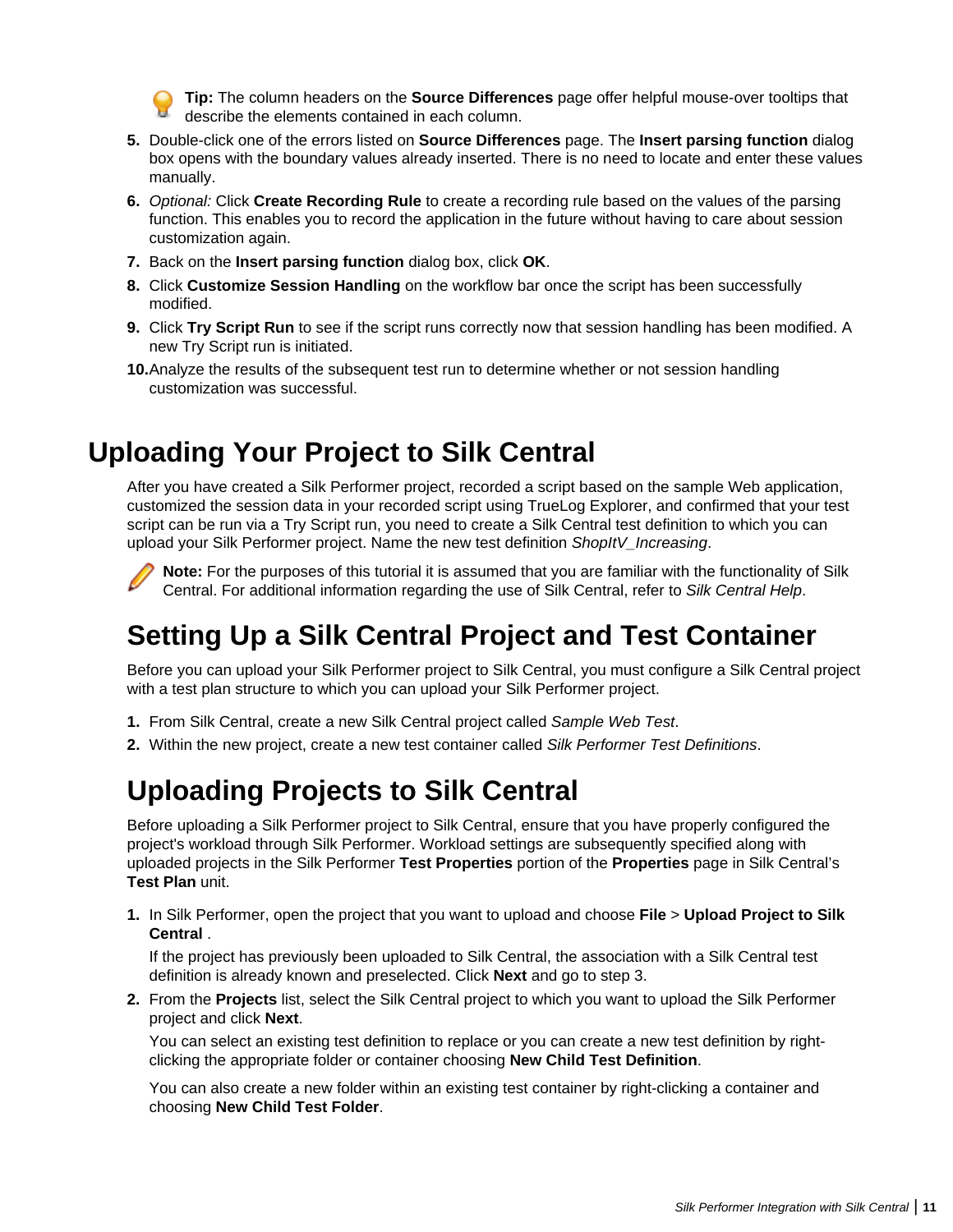**Tip:** The column headers on the **Source Differences** page offer helpful mouse-over tooltips that describe the elements contained in each column.

5. Double-click one of the errors listed on **Source Differences** page. The **Insert parsing function** dialog box opens with the boundary values already inserted. There is no need to locate and enter these values manually.
6. *Optional:* Click **Create Recording Rule** to create a recording rule based on the values of the parsing function. This enables you to record the application in the future without having to care about session customization again.
7. Back on the **Insert parsing function** dialog box, click **OK**.
8. Click **Customize Session Handling** on the workflow bar once the script has been successfully modified.
9. Click **Try Script Run** to see if the script runs correctly now that session handling has been modified. A new Try Script run is initiated.
10. Analyze the results of the subsequent test run to determine whether or not session handling customization was successful.

# Uploading Your Project to Silk Central

After you have created a Silk Performer project, recorded a script based on the sample Web application, customized the session data in your recorded script using TrueLog Explorer, and confirmed that your test script can be run via a Try Script run, you need to create a Silk Central test definition to which you can upload your Silk Performer project. Name the new test definition *ShopItV_Increasing*.

**Note:** For the purposes of this tutorial it is assumed that you are familiar with the functionality of Silk Central. For additional information regarding the use of Silk Central, refer to *Silk Central Help*.

## Setting Up a Silk Central Project and Test Container

Before you can upload your Silk Performer project to Silk Central, you must configure a Silk Central project with a test plan structure to which you can upload your Silk Performer project.

1. From Silk Central, create a new Silk Central project called *Sample Web Test*.
2. Within the new project, create a new test container called *Silk Performer Test Definitions*.

## Uploading Projects to Silk Central

Before uploading a Silk Performer project to Silk Central, ensure that you have properly configured the project's workload through Silk Performer. Workload settings are subsequently specified along with uploaded projects in the Silk Performer **Test Properties** portion of the **Properties** page in Silk Central's **Test Plan** unit.

1. In Silk Performer, open the project that you want to upload and choose **File** > **Upload Project to Silk Central** .

   If the project has previously been uploaded to Silk Central, the association with a Silk Central test definition is already known and preselected. Click **Next** and go to step 3.
2. From the **Projects** list, select the Silk Central project to which you want to upload the Silk Performer project and click **Next**.

   You can select an existing test definition to replace or you can create a new test definition by right-clicking the appropriate folder or container choosing **New Child Test Definition**.

   You can also create a new folder within an existing test container by right-clicking a container and choosing **New Child Test Folder**.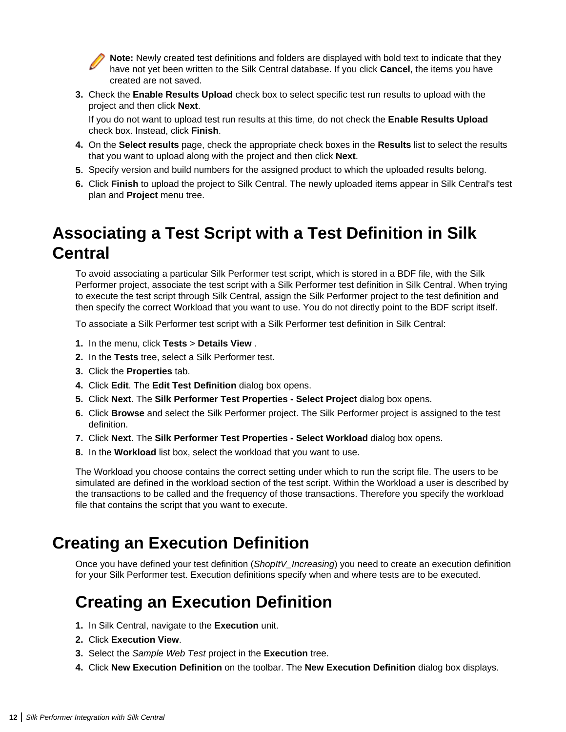**Note:** Newly created test definitions and folders are displayed with bold text to indicate that they have not yet been written to the Silk Central database. If you click **Cancel**, the items you have created are not saved.

3. Check the **Enable Results Upload** check box to select specific test run results to upload with the project and then click **Next**.

   If you do not want to upload test run results at this time, do not check the **Enable Results Upload** check box. Instead, click **Finish**.
4. On the **Select results** page, check the appropriate check boxes in the **Results** list to select the results that you want to upload along with the project and then click **Next**.
5. Specify version and build numbers for the assigned product to which the uploaded results belong.
6. Click **Finish** to upload the project to Silk Central. The newly uploaded items appear in Silk Central's test plan and **Project** menu tree.

# Associating a Test Script with a Test Definition in Silk Central

To avoid associating a particular Silk Performer test script, which is stored in a BDF file, with the Silk Performer project, associate the test script with a Silk Performer test definition in Silk Central. When trying to execute the test script through Silk Central, assign the Silk Performer project to the test definition and then specify the correct Workload that you want to use. You do not directly point to the BDF script itself.

To associate a Silk Performer test script with a Silk Performer test definition in Silk Central:

1. In the menu, click **Tests** > **Details View** .
2. In the **Tests** tree, select a Silk Performer test.
3. Click the **Properties** tab.
4. Click **Edit**. The **Edit Test Definition** dialog box opens.
5. Click **Next**. The **Silk Performer Test Properties - Select Project** dialog box opens.
6. Click **Browse** and select the Silk Performer project. The Silk Performer project is assigned to the test definition.
7. Click **Next**. The **Silk Performer Test Properties - Select Workload** dialog box opens.
8. In the **Workload** list box, select the workload that you want to use.

The Workload you choose contains the correct setting under which to run the script file. The users to be simulated are defined in the workload section of the test script. Within the Workload a user is described by the transactions to be called and the frequency of those transactions. Therefore you specify the workload file that contains the script that you want to execute.

# Creating an Execution Definition

Once you have defined your test definition (*ShopItV_Increasing*) you need to create an execution definition for your Silk Performer test. Execution definitions specify when and where tests are to be executed.

## Creating an Execution Definition

1. In Silk Central, navigate to the **Execution** unit.
2. Click **Execution View**.
3. Select the *Sample Web Test* project in the **Execution** tree.
4. Click **New Execution Definition** on the toolbar. The **New Execution Definition** dialog box displays.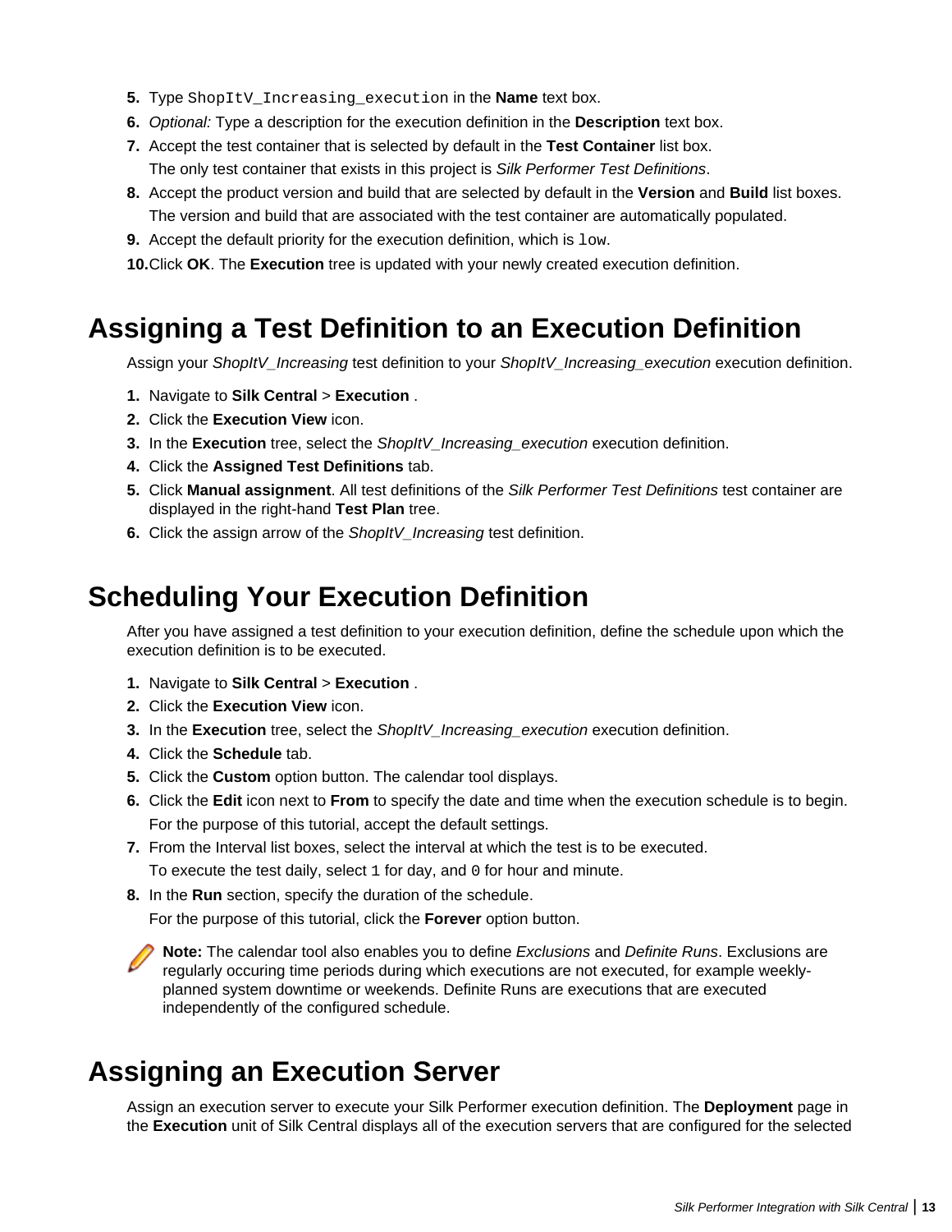5. Type `ShopItV_Increasing_execution` in the **Name** text box.
6. *Optional:* Type a description for the execution definition in the **Description** text box.
7. Accept the test container that is selected by default in the **Test Container** list box.

   The only test container that exists in this project is *Silk Performer Test Definitions*.
8. Accept the product version and build that are selected by default in the **Version** and **Build** list boxes.

   The version and build that are associated with the test container are automatically populated.
9. Accept the default priority for the execution definition, which is `low`.
10. Click **OK**. The **Execution** tree is updated with your newly created execution definition.

# Assigning a Test Definition to an Execution Definition

Assign your *ShopItV_Increasing* test definition to your *ShopItV_Increasing_execution* execution definition.

1. Navigate to **Silk Central** > **Execution** .
2. Click the **Execution View** icon.
3. In the **Execution** tree, select the *ShopItV_Increasing_execution* execution definition.
4. Click the **Assigned Test Definitions** tab.
5. Click **Manual assignment**. All test definitions of the *Silk Performer Test Definitions* test container are displayed in the right-hand **Test Plan** tree.
6. Click the assign arrow of the *ShopItV_Increasing* test definition.

# Scheduling Your Execution Definition

After you have assigned a test definition to your execution definition, define the schedule upon which the execution definition is to be executed.

1. Navigate to **Silk Central** > **Execution** .
2. Click the **Execution View** icon.
3. In the **Execution** tree, select the *ShopItV_Increasing_execution* execution definition.
4. Click the **Schedule** tab.
5. Click the **Custom** option button. The calendar tool displays.
6. Click the **Edit** icon next to **From** to specify the date and time when the execution schedule is to begin.

   For the purpose of this tutorial, accept the default settings.
7. From the Interval list boxes, select the interval at which the test is to be executed.

   To execute the test daily, select `1` for day, and `0` for hour and minute.
8. In the **Run** section, specify the duration of the schedule.

   For the purpose of this tutorial, click the **Forever** option button.

**Note:** The calendar tool also enables you to define *Exclusions* and *Definite Runs*. Exclusions are regularly occuring time periods during which executions are not executed, for example weekly-planned system downtime or weekends. Definite Runs are executions that are executed independently of the configured schedule.

# Assigning an Execution Server

Assign an execution server to execute your Silk Performer execution definition. The **Deployment** page in the **Execution** unit of Silk Central displays all of the execution servers that are configured for the selected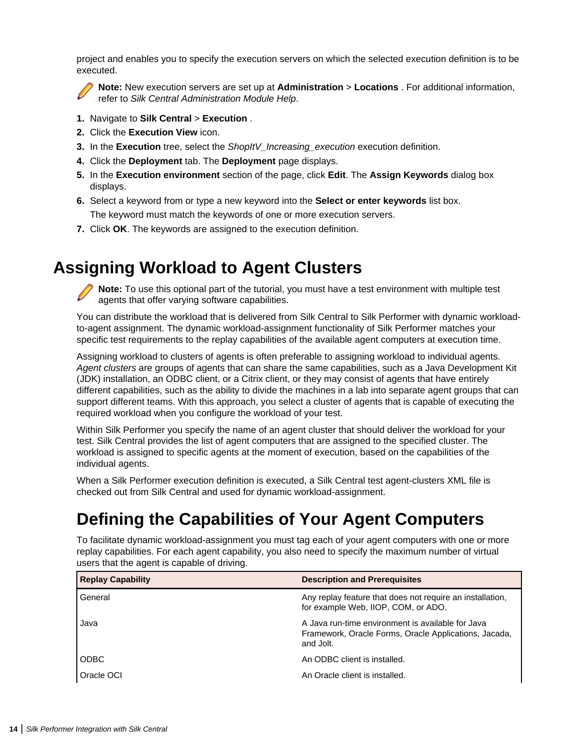project and enables you to specify the execution servers on which the selected execution definition is to be executed.

**Note:** New execution servers are set up at **Administration** > **Locations** . For additional information, refer to *Silk Central Administration Module Help*.

1. Navigate to **Silk Central** > **Execution** .
2. Click the **Execution View** icon.
3. In the **Execution** tree, select the *ShopItV_Increasing_execution* execution definition.
4. Click the **Deployment** tab. The **Deployment** page displays.
5. In the **Execution environment** section of the page, click **Edit**. The **Assign Keywords** dialog box displays.
6. Select a keyword from or type a new keyword into the **Select or enter keywords** list box.

   The keyword must match the keywords of one or more execution servers.
7. Click **OK**. The keywords are assigned to the execution definition.

# Assigning Workload to Agent Clusters

**Note:** To use this optional part of the tutorial, you must have a test environment with multiple test agents that offer varying software capabilities.

You can distribute the workload that is delivered from Silk Central to Silk Performer with dynamic workload-to-agent assignment. The dynamic workload-assignment functionality of Silk Performer matches your specific test requirements to the replay capabilities of the available agent computers at execution time.

Assigning workload to clusters of agents is often preferable to assigning workload to individual agents. *Agent clusters* are groups of agents that can share the same capabilities, such as a Java Development Kit (JDK) installation, an ODBC client, or a Citrix client, or they may consist of agents that have entirely different capabilities, such as the ability to divide the machines in a lab into separate agent groups that can support different teams. With this approach, you select a cluster of agents that is capable of executing the required workload when you configure the workload of your test.

Within Silk Performer you specify the name of an agent cluster that should deliver the workload for your test. Silk Central provides the list of agent computers that are assigned to the specified cluster. The workload is assigned to specific agents at the moment of execution, based on the capabilities of the individual agents.

When a Silk Performer execution definition is executed, a Silk Central test agent-clusters XML file is checked out from Silk Central and used for dynamic workload-assignment.

## Defining the Capabilities of Your Agent Computers

To facilitate dynamic workload-assignment you must tag each of your agent computers with one or more replay capabilities. For each agent capability, you also need to specify the maximum number of virtual users that the agent is capable of driving.

| Replay Capability | Description and Prerequisites |
|---|---|
| General | Any replay feature that does not require an installation, for example Web, IIOP, COM, or ADO. |
| Java | A Java run-time environment is available for Java Framework, Oracle Forms, Oracle Applications, Jacada, and Jolt. |
| ODBC | An ODBC client is installed. |
| Oracle OCI | An Oracle client is installed. |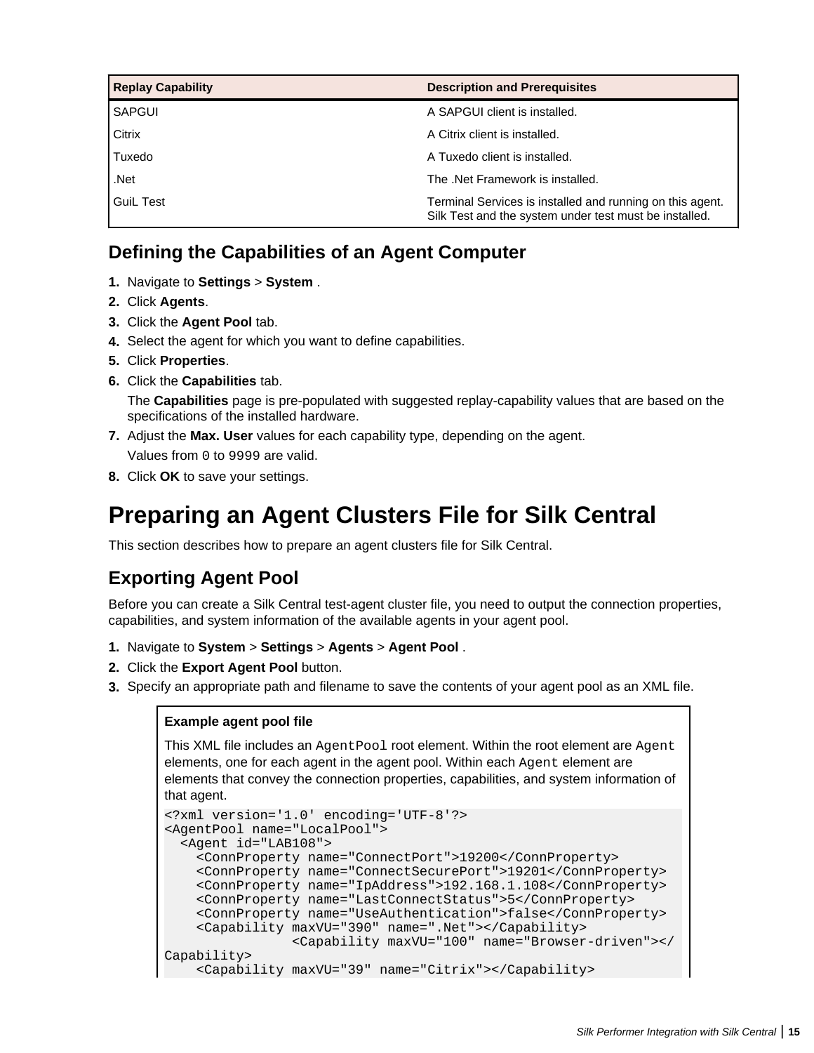| Replay Capability | Description and Prerequisites |
|---|---|
| SAPGUI | A SAPGUI client is installed. |
| Citrix | A Citrix client is installed. |
| Tuxedo | A Tuxedo client is installed. |
| .Net | The .Net Framework is installed. |
| GuiL Test | Terminal Services is installed and running on this agent. Silk Test and the system under test must be installed. |

## Defining the Capabilities of an Agent Computer

1. Navigate to **Settings** > **System** .
2. Click **Agents**.
3. Click the **Agent Pool** tab.
4. Select the agent for which you want to define capabilities.
5. Click **Properties**.
6. Click the **Capabilities** tab.

   The **Capabilities** page is pre-populated with suggested replay-capability values that are based on the specifications of the installed hardware.
7. Adjust the **Max. User** values for each capability type, depending on the agent.

   Values from `0` to `9999` are valid.
8. Click **OK** to save your settings.

# Preparing an Agent Clusters File for Silk Central

This section describes how to prepare an agent clusters file for Silk Central.

## Exporting Agent Pool

Before you can create a Silk Central test-agent cluster file, you need to output the connection properties, capabilities, and system information of the available agents in your agent pool.

1. Navigate to **System** > **Settings** > **Agents** > **Agent Pool** .
2. Click the **Export Agent Pool** button.
3. Specify an appropriate path and filename to save the contents of your agent pool as an XML file.

**Example agent pool file**

This XML file includes an `AgentPool` root element. Within the root element are `Agent` elements, one for each agent in the agent pool. Within each `Agent` element are elements that convey the connection properties, capabilities, and system information of that agent.

```
<?xml version='1.0' encoding='UTF-8'?>
<AgentPool name="LocalPool">
  <Agent id="LAB108">
    <ConnProperty name="ConnectPort">19200</ConnProperty>
    <ConnProperty name="ConnectSecurePort">19201</ConnProperty>
    <ConnProperty name="IpAddress">192.168.1.108</ConnProperty>
    <ConnProperty name="LastConnectStatus">5</ConnProperty>
    <ConnProperty name="UseAuthentication">false</ConnProperty>
    <Capability maxVU="390" name=".Net"></Capability>
                <Capability maxVU="100" name="Browser-driven"></
Capability>
    <Capability maxVU="39" name="Citrix"></Capability>
```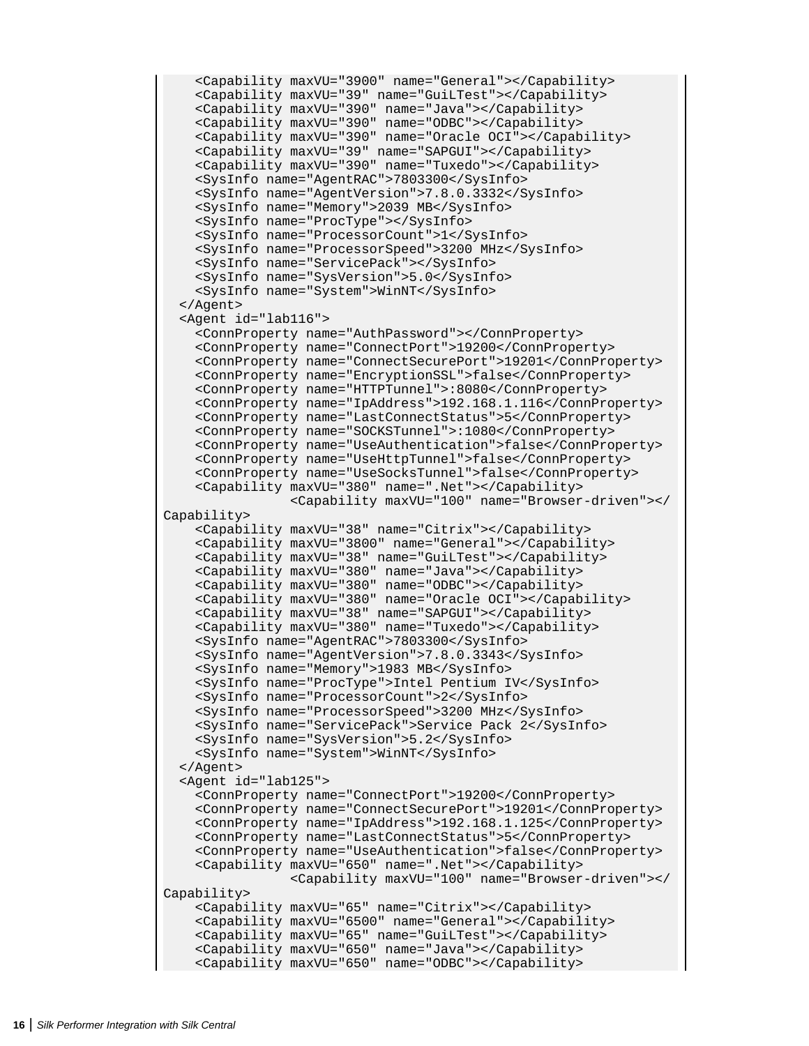```
    <Capability maxVU="3900" name="General"></Capability>
    <Capability maxVU="39" name="GuiLTest"></Capability>
    <Capability maxVU="390" name="Java"></Capability>
    <Capability maxVU="390" name="ODBC"></Capability>
    <Capability maxVU="390" name="Oracle OCI"></Capability>
    <Capability maxVU="39" name="SAPGUI"></Capability>
    <Capability maxVU="390" name="Tuxedo"></Capability>
    <SysInfo name="AgentRAC">7803300</SysInfo>
    <SysInfo name="AgentVersion">7.8.0.3332</SysInfo>
    <SysInfo name="Memory">2039 MB</SysInfo>
    <SysInfo name="ProcType"></SysInfo>
    <SysInfo name="ProcessorCount">1</SysInfo>
    <SysInfo name="ProcessorSpeed">3200 MHz</SysInfo>
    <SysInfo name="ServicePack"></SysInfo>
    <SysInfo name="SysVersion">5.0</SysInfo>
    <SysInfo name="System">WinNT</SysInfo>
  </Agent>
  <Agent id="lab116">
    <ConnProperty name="AuthPassword"></ConnProperty>
    <ConnProperty name="ConnectPort">19200</ConnProperty>
    <ConnProperty name="ConnectSecurePort">19201</ConnProperty>
    <ConnProperty name="EncryptionSSL">false</ConnProperty>
    <ConnProperty name="HTTPTunnel">:8080</ConnProperty>
    <ConnProperty name="IpAddress">192.168.1.116</ConnProperty>
    <ConnProperty name="LastConnectStatus">5</ConnProperty>
    <ConnProperty name="SOCKSTunnel">:1080</ConnProperty>
    <ConnProperty name="UseAuthentication">false</ConnProperty>
    <ConnProperty name="UseHttpTunnel">false</ConnProperty>
    <ConnProperty name="UseSocksTunnel">false</ConnProperty>
    <Capability maxVU="380" name=".Net"></Capability>
              <Capability maxVU="100" name="Browser-driven"></
Capability>
    <Capability maxVU="38" name="Citrix"></Capability>
    <Capability maxVU="3800" name="General"></Capability>
    <Capability maxVU="38" name="GuiLTest"></Capability>
    <Capability maxVU="380" name="Java"></Capability>
    <Capability maxVU="380" name="ODBC"></Capability>
    <Capability maxVU="380" name="Oracle OCI"></Capability>
    <Capability maxVU="38" name="SAPGUI"></Capability>
    <Capability maxVU="380" name="Tuxedo"></Capability>
    <SysInfo name="AgentRAC">7803300</SysInfo>
    <SysInfo name="AgentVersion">7.8.0.3343</SysInfo>
    <SysInfo name="Memory">1983 MB</SysInfo>
    <SysInfo name="ProcType">Intel Pentium IV</SysInfo>
    <SysInfo name="ProcessorCount">2</SysInfo>
    <SysInfo name="ProcessorSpeed">3200 MHz</SysInfo>
    <SysInfo name="ServicePack">Service Pack 2</SysInfo>
    <SysInfo name="SysVersion">5.2</SysInfo>
    <SysInfo name="System">WinNT</SysInfo>
  </Agent>
  <Agent id="lab125">
    <ConnProperty name="ConnectPort">19200</ConnProperty>
    <ConnProperty name="ConnectSecurePort">19201</ConnProperty>
    <ConnProperty name="IpAddress">192.168.1.125</ConnProperty>
    <ConnProperty name="LastConnectStatus">5</ConnProperty>
    <ConnProperty name="UseAuthentication">false</ConnProperty>
    <Capability maxVU="650" name=".Net"></Capability>
              <Capability maxVU="100" name="Browser-driven"></
Capability>
    <Capability maxVU="65" name="Citrix"></Capability>
    <Capability maxVU="6500" name="General"></Capability>
    <Capability maxVU="65" name="GuiLTest"></Capability>
    <Capability maxVU="650" name="Java"></Capability>
    <Capability maxVU="650" name="ODBC"></Capability>
```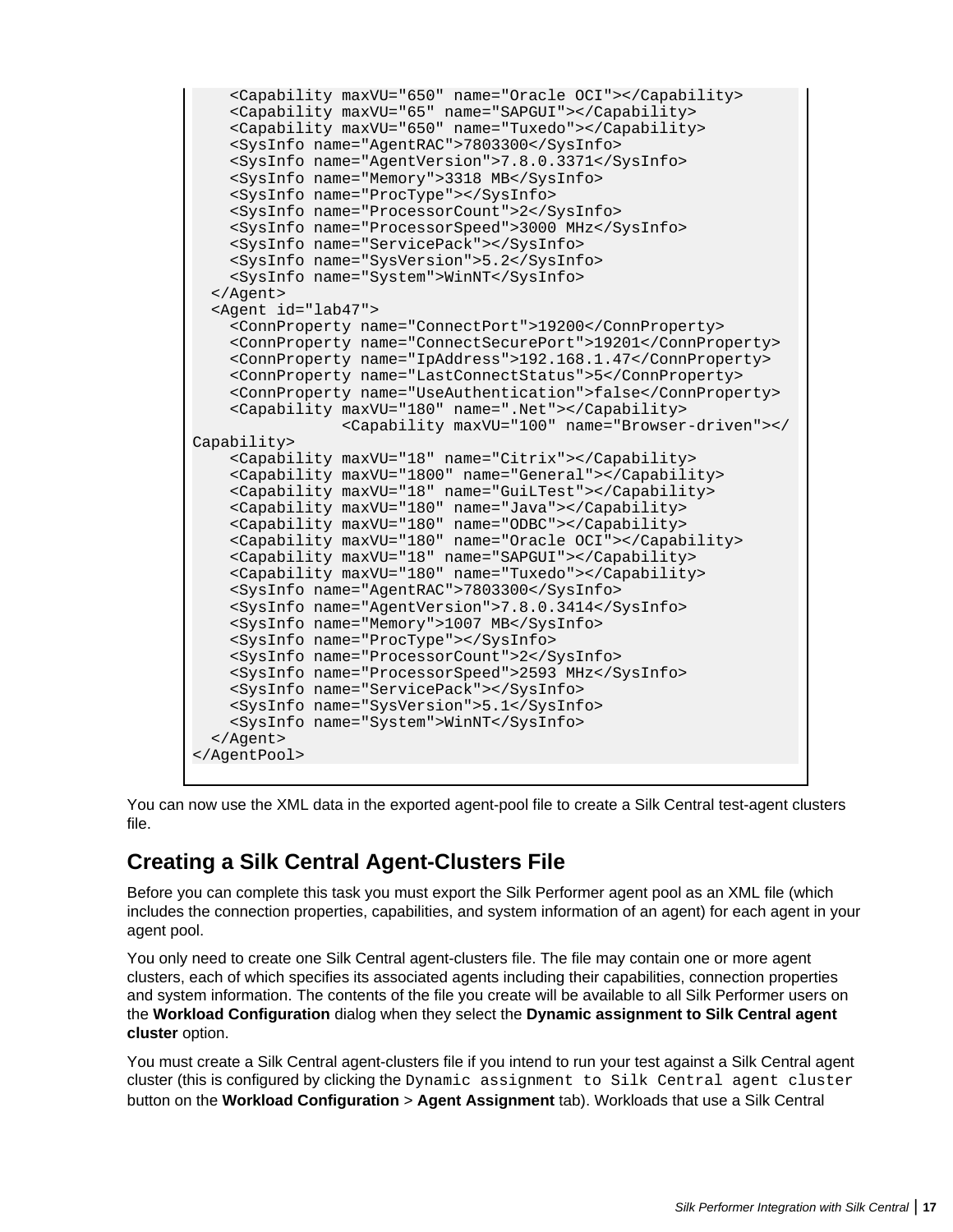```
    <Capability maxVU="650" name="Oracle OCI"></Capability>
    <Capability maxVU="65" name="SAPGUI"></Capability>
    <Capability maxVU="650" name="Tuxedo"></Capability>
    <SysInfo name="AgentRAC">7803300</SysInfo>
    <SysInfo name="AgentVersion">7.8.0.3371</SysInfo>
    <SysInfo name="Memory">3318 MB</SysInfo>
    <SysInfo name="ProcType"></SysInfo>
    <SysInfo name="ProcessorCount">2</SysInfo>
    <SysInfo name="ProcessorSpeed">3000 MHz</SysInfo>
    <SysInfo name="ServicePack"></SysInfo>
    <SysInfo name="SysVersion">5.2</SysInfo>
    <SysInfo name="System">WinNT</SysInfo>
  </Agent>
  <Agent id="lab47">
    <ConnProperty name="ConnectPort">19200</ConnProperty>
    <ConnProperty name="ConnectSecurePort">19201</ConnProperty>
    <ConnProperty name="IpAddress">192.168.1.47</ConnProperty>
    <ConnProperty name="LastConnectStatus">5</ConnProperty>
    <ConnProperty name="UseAuthentication">false</ConnProperty>
    <Capability maxVU="180" name=".Net"></Capability>
                <Capability maxVU="100" name="Browser-driven"></
Capability>
    <Capability maxVU="18" name="Citrix"></Capability>
    <Capability maxVU="1800" name="General"></Capability>
    <Capability maxVU="18" name="GuiLTest"></Capability>
    <Capability maxVU="180" name="Java"></Capability>
    <Capability maxVU="180" name="ODBC"></Capability>
    <Capability maxVU="180" name="Oracle OCI"></Capability>
    <Capability maxVU="18" name="SAPGUI"></Capability>
    <Capability maxVU="180" name="Tuxedo"></Capability>
    <SysInfo name="AgentRAC">7803300</SysInfo>
    <SysInfo name="AgentVersion">7.8.0.3414</SysInfo>
    <SysInfo name="Memory">1007 MB</SysInfo>
    <SysInfo name="ProcType"></SysInfo>
    <SysInfo name="ProcessorCount">2</SysInfo>
    <SysInfo name="ProcessorSpeed">2593 MHz</SysInfo>
    <SysInfo name="ServicePack"></SysInfo>
    <SysInfo name="SysVersion">5.1</SysInfo>
    <SysInfo name="System">WinNT</SysInfo>
  </Agent>
</AgentPool>
```

You can now use the XML data in the exported agent-pool file to create a Silk Central test-agent clusters file.

## Creating a Silk Central Agent-Clusters File

Before you can complete this task you must export the Silk Performer agent pool as an XML file (which includes the connection properties, capabilities, and system information of an agent) for each agent in your agent pool.

You only need to create one Silk Central agent-clusters file. The file may contain one or more agent clusters, each of which specifies its associated agents including their capabilities, connection properties and system information. The contents of the file you create will be available to all Silk Performer users on the **Workload Configuration** dialog when they select the **Dynamic assignment to Silk Central agent cluster** option.

You must create a Silk Central agent-clusters file if you intend to run your test against a Silk Central agent cluster (this is configured by clicking the `Dynamic assignment to Silk Central agent cluster` button on the **Workload Configuration** > **Agent Assignment** tab). Workloads that use a Silk Central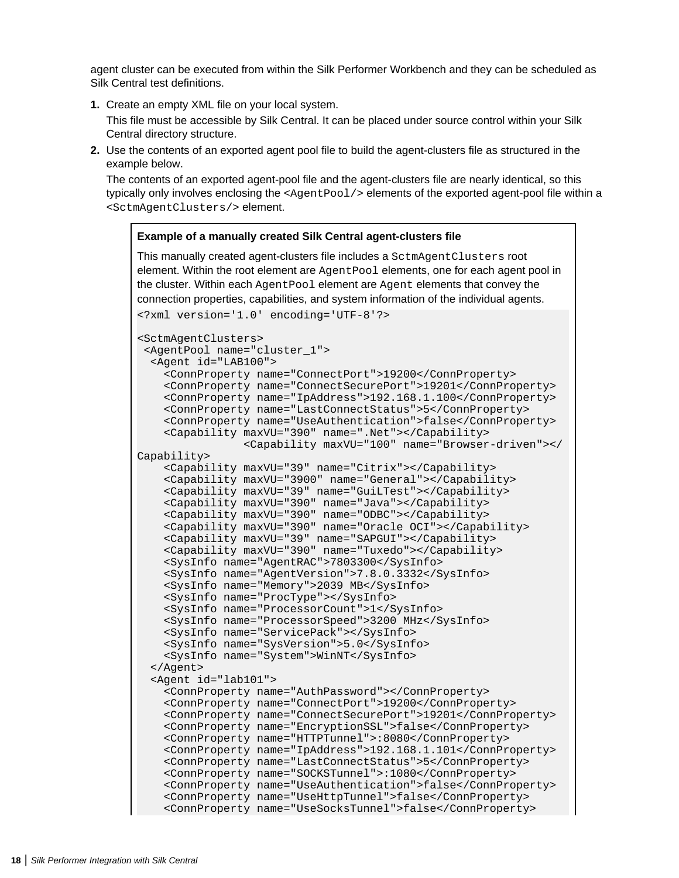agent cluster can be executed from within the Silk Performer Workbench and they can be scheduled as Silk Central test definitions.

1. **1.** Create an empty XML file on your local system.

   This file must be accessible by Silk Central. It can be placed under source control within your Silk Central directory structure.

2. **2.** Use the contents of an exported agent pool file to build the agent-clusters file as structured in the example below.

   The contents of an exported agent-pool file and the agent-clusters file are nearly identical, so this typically only involves enclosing the `<AgentPool/>` elements of the exported agent-pool file within a `<SctmAgentClusters/>` element.

**Example of a manually created Silk Central agent-clusters file**

This manually created agent-clusters file includes a `SctmAgentClusters` root element. Within the root element are `AgentPool` elements, one for each agent pool in the cluster. Within each `AgentPool` element are `Agent` elements that convey the connection properties, capabilities, and system information of the individual agents.

```
<?xml version='1.0' encoding='UTF-8'?>

<SctmAgentClusters>
 <AgentPool name="cluster_1">
  <Agent id="LAB100">
    <ConnProperty name="ConnectPort">19200</ConnProperty>
    <ConnProperty name="ConnectSecurePort">19201</ConnProperty>
    <ConnProperty name="IpAddress">192.168.1.100</ConnProperty>
    <ConnProperty name="LastConnectStatus">5</ConnProperty>
    <ConnProperty name="UseAuthentication">false</ConnProperty>
    <Capability maxVU="390" name=".Net"></Capability>
                <Capability maxVU="100" name="Browser-driven"></
Capability>
    <Capability maxVU="39" name="Citrix"></Capability>
    <Capability maxVU="3900" name="General"></Capability>
    <Capability maxVU="39" name="GuiLTest"></Capability>
    <Capability maxVU="390" name="Java"></Capability>
    <Capability maxVU="390" name="ODBC"></Capability>
    <Capability maxVU="390" name="Oracle OCI"></Capability>
    <Capability maxVU="39" name="SAPGUI"></Capability>
    <Capability maxVU="390" name="Tuxedo"></Capability>
    <SysInfo name="AgentRAC">7803300</SysInfo>
    <SysInfo name="AgentVersion">7.8.0.3332</SysInfo>
    <SysInfo name="Memory">2039 MB</SysInfo>
    <SysInfo name="ProcType"></SysInfo>
    <SysInfo name="ProcessorCount">1</SysInfo>
    <SysInfo name="ProcessorSpeed">3200 MHz</SysInfo>
    <SysInfo name="ServicePack"></SysInfo>
    <SysInfo name="SysVersion">5.0</SysInfo>
    <SysInfo name="System">WinNT</SysInfo>
  </Agent>
  <Agent id="lab101">
    <ConnProperty name="AuthPassword"></ConnProperty>
    <ConnProperty name="ConnectPort">19200</ConnProperty>
    <ConnProperty name="ConnectSecurePort">19201</ConnProperty>
    <ConnProperty name="EncryptionSSL">false</ConnProperty>
    <ConnProperty name="HTTPTunnel">:8080</ConnProperty>
    <ConnProperty name="IpAddress">192.168.1.101</ConnProperty>
    <ConnProperty name="LastConnectStatus">5</ConnProperty>
    <ConnProperty name="SOCKSTunnel">:1080</ConnProperty>
    <ConnProperty name="UseAuthentication">false</ConnProperty>
    <ConnProperty name="UseHttpTunnel">false</ConnProperty>
    <ConnProperty name="UseSocksTunnel">false</ConnProperty>
```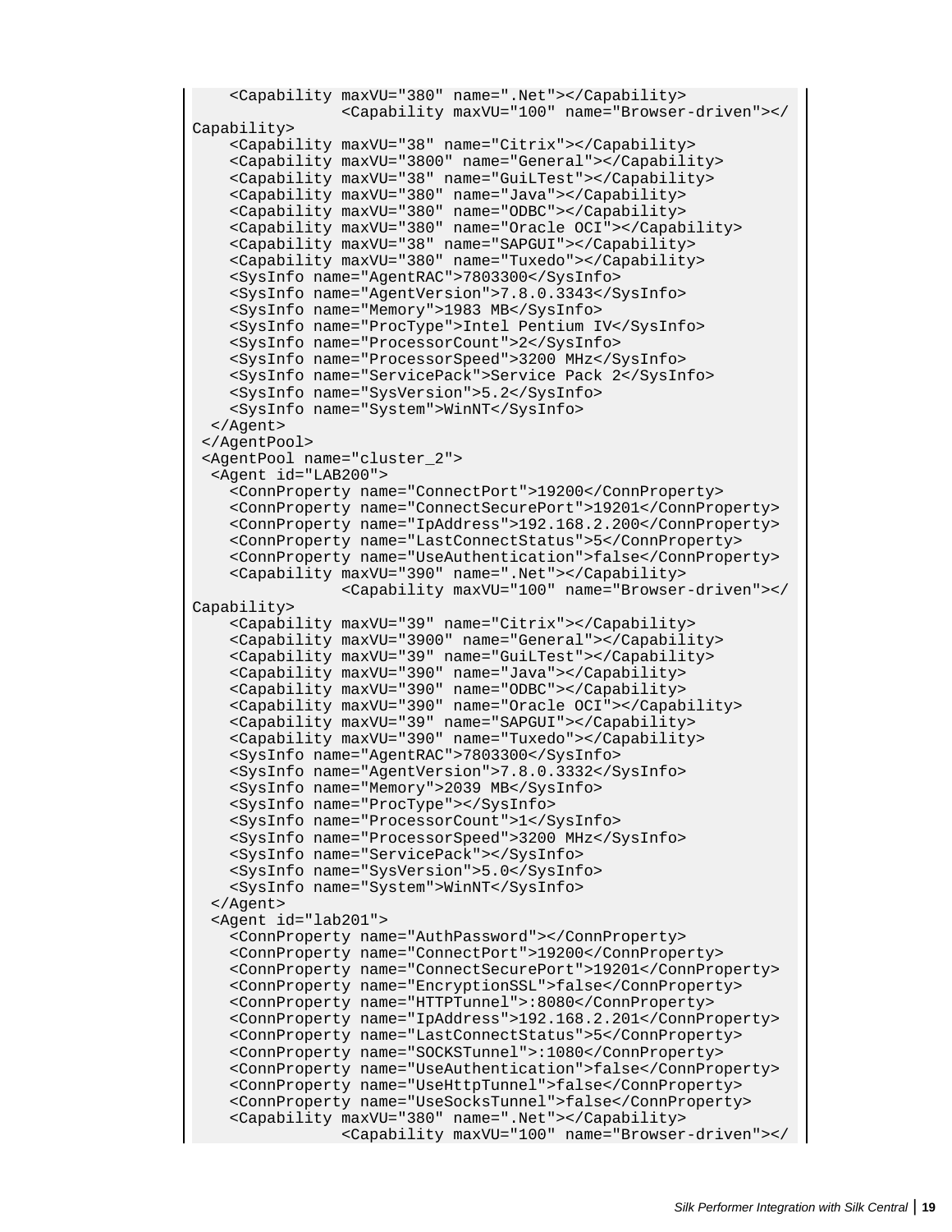```
    <Capability maxVU="380" name=".Net"></Capability>
                <Capability maxVU="100" name="Browser-driven"></
Capability>
    <Capability maxVU="38" name="Citrix"></Capability>
    <Capability maxVU="3800" name="General"></Capability>
    <Capability maxVU="38" name="GuiLTest"></Capability>
    <Capability maxVU="380" name="Java"></Capability>
    <Capability maxVU="380" name="ODBC"></Capability>
    <Capability maxVU="380" name="Oracle OCI"></Capability>
    <Capability maxVU="38" name="SAPGUI"></Capability>
    <Capability maxVU="380" name="Tuxedo"></Capability>
    <SysInfo name="AgentRAC">7803300</SysInfo>
    <SysInfo name="AgentVersion">7.8.0.3343</SysInfo>
    <SysInfo name="Memory">1983 MB</SysInfo>
    <SysInfo name="ProcType">Intel Pentium IV</SysInfo>
    <SysInfo name="ProcessorCount">2</SysInfo>
    <SysInfo name="ProcessorSpeed">3200 MHz</SysInfo>
    <SysInfo name="ServicePack">Service Pack 2</SysInfo>
    <SysInfo name="SysVersion">5.2</SysInfo>
    <SysInfo name="System">WinNT</SysInfo>
  </Agent>
 </AgentPool>
 <AgentPool name="cluster_2">
  <Agent id="LAB200">
    <ConnProperty name="ConnectPort">19200</ConnProperty>
    <ConnProperty name="ConnectSecurePort">19201</ConnProperty>
    <ConnProperty name="IpAddress">192.168.2.200</ConnProperty>
    <ConnProperty name="LastConnectStatus">5</ConnProperty>
    <ConnProperty name="UseAuthentication">false</ConnProperty>
    <Capability maxVU="390" name=".Net"></Capability>
                <Capability maxVU="100" name="Browser-driven"></
Capability>
    <Capability maxVU="39" name="Citrix"></Capability>
    <Capability maxVU="3900" name="General"></Capability>
    <Capability maxVU="39" name="GuiLTest"></Capability>
    <Capability maxVU="390" name="Java"></Capability>
    <Capability maxVU="390" name="ODBC"></Capability>
    <Capability maxVU="390" name="Oracle OCI"></Capability>
    <Capability maxVU="39" name="SAPGUI"></Capability>
    <Capability maxVU="390" name="Tuxedo"></Capability>
    <SysInfo name="AgentRAC">7803300</SysInfo>
    <SysInfo name="AgentVersion">7.8.0.3332</SysInfo>
    <SysInfo name="Memory">2039 MB</SysInfo>
    <SysInfo name="ProcType"></SysInfo>
    <SysInfo name="ProcessorCount">1</SysInfo>
    <SysInfo name="ProcessorSpeed">3200 MHz</SysInfo>
    <SysInfo name="ServicePack"></SysInfo>
    <SysInfo name="SysVersion">5.0</SysInfo>
    <SysInfo name="System">WinNT</SysInfo>
  </Agent>
  <Agent id="lab201">
    <ConnProperty name="AuthPassword"></ConnProperty>
    <ConnProperty name="ConnectPort">19200</ConnProperty>
    <ConnProperty name="ConnectSecurePort">19201</ConnProperty>
    <ConnProperty name="EncryptionSSL">false</ConnProperty>
    <ConnProperty name="HTTPTunnel">:8080</ConnProperty>
    <ConnProperty name="IpAddress">192.168.2.201</ConnProperty>
    <ConnProperty name="LastConnectStatus">5</ConnProperty>
    <ConnProperty name="SOCKSTunnel">:1080</ConnProperty>
    <ConnProperty name="UseAuthentication">false</ConnProperty>
    <ConnProperty name="UseHttpTunnel">false</ConnProperty>
    <ConnProperty name="UseSocksTunnel">false</ConnProperty>
    <Capability maxVU="380" name=".Net"></Capability>
                <Capability maxVU="100" name="Browser-driven"></
```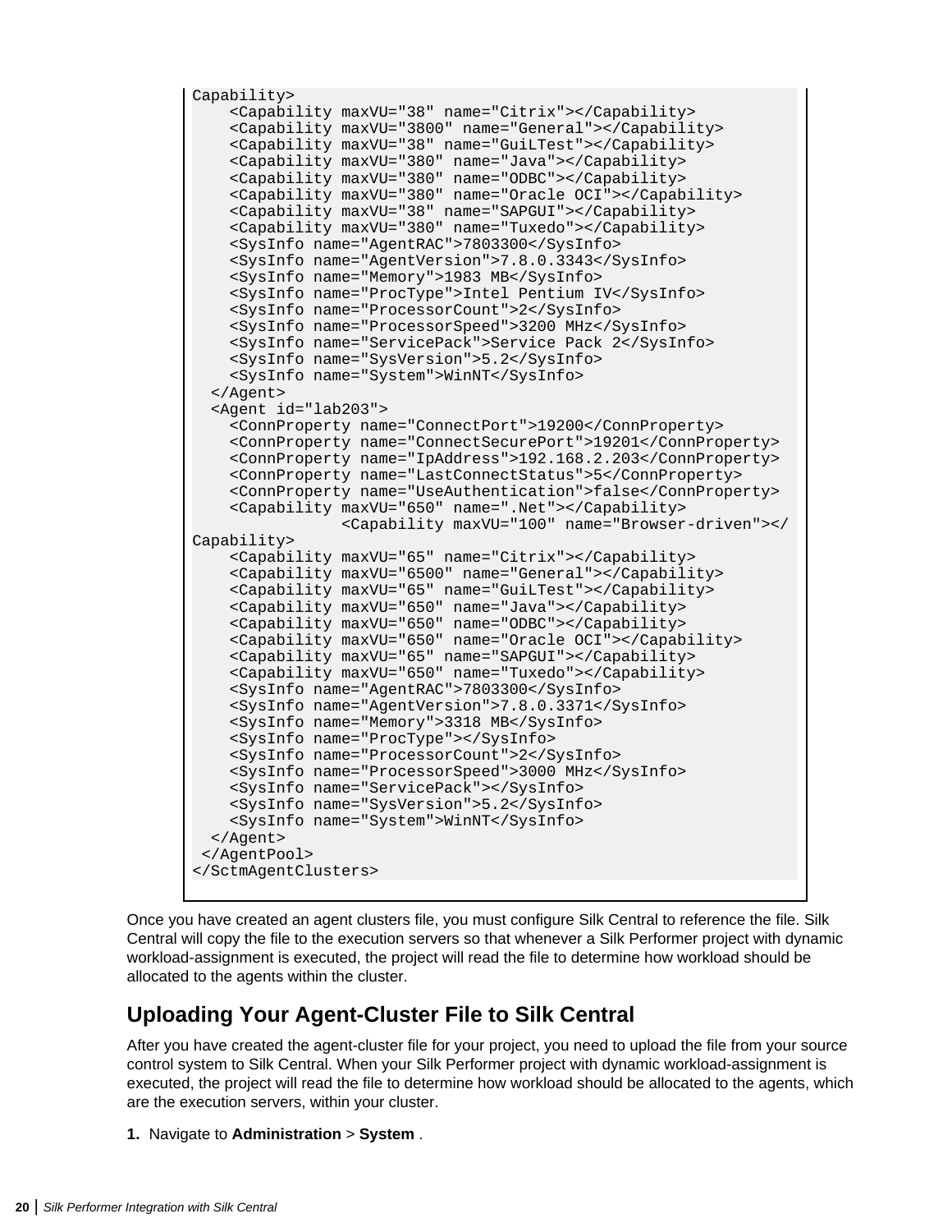```
Capability>
    <Capability maxVU="38" name="Citrix"></Capability>
    <Capability maxVU="3800" name="General"></Capability>
    <Capability maxVU="38" name="GuiLTest"></Capability>
    <Capability maxVU="380" name="Java"></Capability>
    <Capability maxVU="380" name="ODBC"></Capability>
    <Capability maxVU="380" name="Oracle OCI"></Capability>
    <Capability maxVU="38" name="SAPGUI"></Capability>
    <Capability maxVU="380" name="Tuxedo"></Capability>
    <SysInfo name="AgentRAC">7803300</SysInfo>
    <SysInfo name="AgentVersion">7.8.0.3343</SysInfo>
    <SysInfo name="Memory">1983 MB</SysInfo>
    <SysInfo name="ProcType">Intel Pentium IV</SysInfo>
    <SysInfo name="ProcessorCount">2</SysInfo>
    <SysInfo name="ProcessorSpeed">3200 MHz</SysInfo>
    <SysInfo name="ServicePack">Service Pack 2</SysInfo>
    <SysInfo name="SysVersion">5.2</SysInfo>
    <SysInfo name="System">WinNT</SysInfo>
  </Agent>
  <Agent id="lab203">
    <ConnProperty name="ConnectPort">19200</ConnProperty>
    <ConnProperty name="ConnectSecurePort">19201</ConnProperty>
    <ConnProperty name="IpAddress">192.168.2.203</ConnProperty>
    <ConnProperty name="LastConnectStatus">5</ConnProperty>
    <ConnProperty name="UseAuthentication">false</ConnProperty>
    <Capability maxVU="650" name=".Net"></Capability>
                <Capability maxVU="100" name="Browser-driven"></
Capability>
    <Capability maxVU="65" name="Citrix"></Capability>
    <Capability maxVU="6500" name="General"></Capability>
    <Capability maxVU="65" name="GuiLTest"></Capability>
    <Capability maxVU="650" name="Java"></Capability>
    <Capability maxVU="650" name="ODBC"></Capability>
    <Capability maxVU="650" name="Oracle OCI"></Capability>
    <Capability maxVU="65" name="SAPGUI"></Capability>
    <Capability maxVU="650" name="Tuxedo"></Capability>
    <SysInfo name="AgentRAC">7803300</SysInfo>
    <SysInfo name="AgentVersion">7.8.0.3371</SysInfo>
    <SysInfo name="Memory">3318 MB</SysInfo>
    <SysInfo name="ProcType"></SysInfo>
    <SysInfo name="ProcessorCount">2</SysInfo>
    <SysInfo name="ProcessorSpeed">3000 MHz</SysInfo>
    <SysInfo name="ServicePack"></SysInfo>
    <SysInfo name="SysVersion">5.2</SysInfo>
    <SysInfo name="System">WinNT</SysInfo>
  </Agent>
 </AgentPool>
</SctmAgentClusters>
```

Once you have created an agent clusters file, you must configure Silk Central to reference the file. Silk Central will copy the file to the execution servers so that whenever a Silk Performer project with dynamic workload-assignment is executed, the project will read the file to determine how workload should be allocated to the agents within the cluster.

## Uploading Your Agent-Cluster File to Silk Central

After you have created the agent-cluster file for your project, you need to upload the file from your source control system to Silk Central. When your Silk Performer project with dynamic workload-assignment is executed, the project will read the file to determine how workload should be allocated to the agents, which are the execution servers, within your cluster.

1. Navigate to **Administration** > **System** .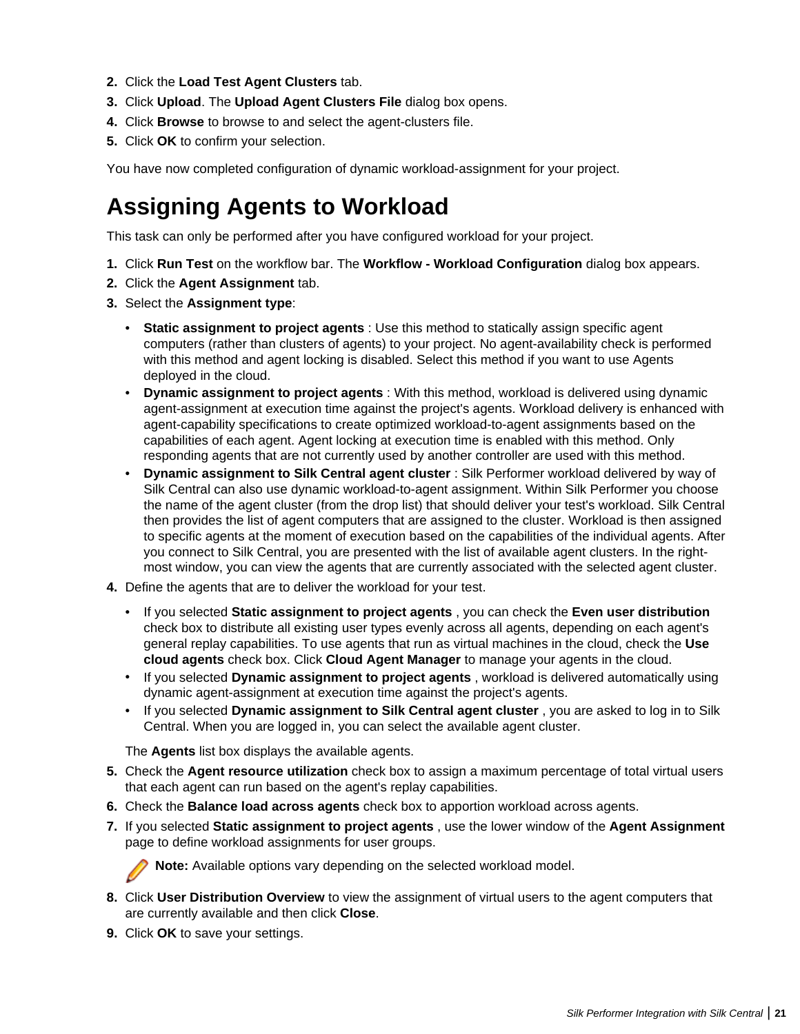2. Click the **Load Test Agent Clusters** tab.
3. Click **Upload**. The **Upload Agent Clusters File** dialog box opens.
4. Click **Browse** to browse to and select the agent-clusters file.
5. Click **OK** to confirm your selection.

You have now completed configuration of dynamic workload-assignment for your project.

# Assigning Agents to Workload

This task can only be performed after you have configured workload for your project.

1. Click **Run Test** on the workflow bar. The **Workflow - Workload Configuration** dialog box appears.
2. Click the **Agent Assignment** tab.
3. Select the **Assignment type**:
   - **Static assignment to project agents** : Use this method to statically assign specific agent computers (rather than clusters of agents) to your project. No agent-availability check is performed with this method and agent locking is disabled. Select this method if you want to use Agents deployed in the cloud.
   - **Dynamic assignment to project agents** : With this method, workload is delivered using dynamic agent-assignment at execution time against the project's agents. Workload delivery is enhanced with agent-capability specifications to create optimized workload-to-agent assignments based on the capabilities of each agent. Agent locking at execution time is enabled with this method. Only responding agents that are not currently used by another controller are used with this method.
   - **Dynamic assignment to Silk Central agent cluster** : Silk Performer workload delivered by way of Silk Central can also use dynamic workload-to-agent assignment. Within Silk Performer you choose the name of the agent cluster (from the drop list) that should deliver your test's workload. Silk Central then provides the list of agent computers that are assigned to the cluster. Workload is then assigned to specific agents at the moment of execution based on the capabilities of the individual agents. After you connect to Silk Central, you are presented with the list of available agent clusters. In the right-most window, you can view the agents that are currently associated with the selected agent cluster.
4. Define the agents that are to deliver the workload for your test.
   - If you selected **Static assignment to project agents** , you can check the **Even user distribution** check box to distribute all existing user types evenly across all agents, depending on each agent's general replay capabilities. To use agents that run as virtual machines in the cloud, check the **Use cloud agents** check box. Click **Cloud Agent Manager** to manage your agents in the cloud.
   - If you selected **Dynamic assignment to project agents** , workload is delivered automatically using dynamic agent-assignment at execution time against the project's agents.
   - If you selected **Dynamic assignment to Silk Central agent cluster** , you are asked to log in to Silk Central. When you are logged in, you can select the available agent cluster.

   The **Agents** list box displays the available agents.
5. Check the **Agent resource utilization** check box to assign a maximum percentage of total virtual users that each agent can run based on the agent's replay capabilities.
6. Check the **Balance load across agents** check box to apportion workload across agents.
7. If you selected **Static assignment to project agents** , use the lower window of the **Agent Assignment** page to define workload assignments for user groups.

   **Note:** Available options vary depending on the selected workload model.
8. Click **User Distribution Overview** to view the assignment of virtual users to the agent computers that are currently available and then click **Close**.
9. Click **OK** to save your settings.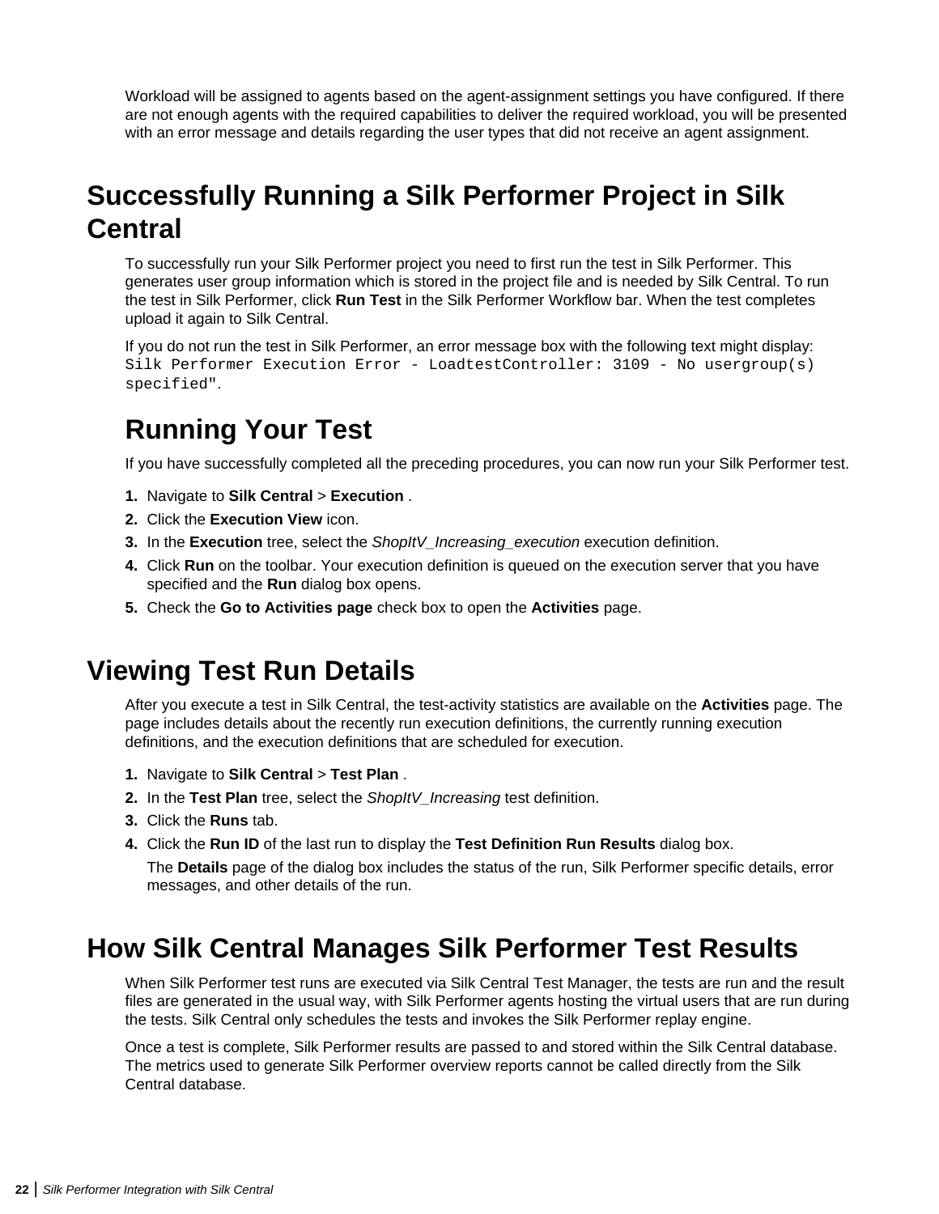Workload will be assigned to agents based on the agent-assignment settings you have configured. If there are not enough agents with the required capabilities to deliver the required workload, you will be presented with an error message and details regarding the user types that did not receive an agent assignment.

# Successfully Running a Silk Performer Project in Silk Central

To successfully run your Silk Performer project you need to first run the test in Silk Performer. This generates user group information which is stored in the project file and is needed by Silk Central. To run the test in Silk Performer, click **Run Test** in the Silk Performer Workflow bar. When the test completes upload it again to Silk Central.

If you do not run the test in Silk Performer, an error message box with the following text might display: `Silk Performer Execution Error - LoadtestController: 3109 - No usergroup(s) specified"`.

## Running Your Test

If you have successfully completed all the preceding procedures, you can now run your Silk Performer test.

1. Navigate to **Silk Central** > **Execution** .
2. Click the **Execution View** icon.
3. In the **Execution** tree, select the *ShopItV_Increasing_execution* execution definition.
4. Click **Run** on the toolbar. Your execution definition is queued on the execution server that you have specified and the **Run** dialog box opens.
5. Check the **Go to Activities page** check box to open the **Activities** page.

# Viewing Test Run Details

After you execute a test in Silk Central, the test-activity statistics are available on the **Activities** page. The page includes details about the recently run execution definitions, the currently running execution definitions, and the execution definitions that are scheduled for execution.

1. Navigate to **Silk Central** > **Test Plan** .
2. In the **Test Plan** tree, select the *ShopItV_Increasing* test definition.
3. Click the **Runs** tab.
4. Click the **Run ID** of the last run to display the **Test Definition Run Results** dialog box.

   The **Details** page of the dialog box includes the status of the run, Silk Performer specific details, error messages, and other details of the run.

# How Silk Central Manages Silk Performer Test Results

When Silk Performer test runs are executed via Silk Central Test Manager, the tests are run and the result files are generated in the usual way, with Silk Performer agents hosting the virtual users that are run during the tests. Silk Central only schedules the tests and invokes the Silk Performer replay engine.

Once a test is complete, Silk Performer results are passed to and stored within the Silk Central database. The metrics used to generate Silk Performer overview reports cannot be called directly from the Silk Central database.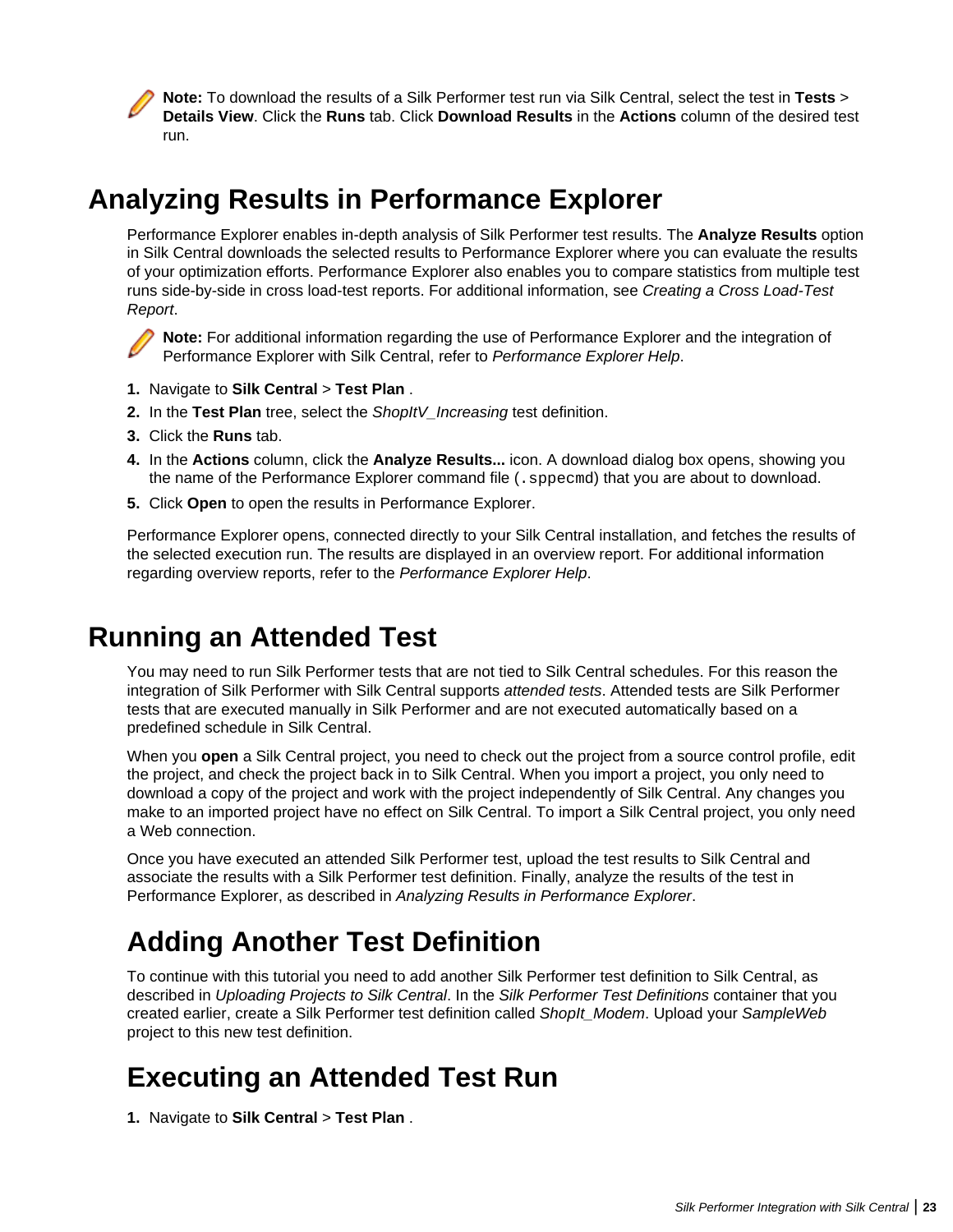**Note:** To download the results of a Silk Performer test run via Silk Central, select the test in **Tests** > **Details View**. Click the **Runs** tab. Click **Download Results** in the **Actions** column of the desired test run.

# Analyzing Results in Performance Explorer

Performance Explorer enables in-depth analysis of Silk Performer test results. The **Analyze Results** option in Silk Central downloads the selected results to Performance Explorer where you can evaluate the results of your optimization efforts. Performance Explorer also enables you to compare statistics from multiple test runs side-by-side in cross load-test reports. For additional information, see *Creating a Cross Load-Test Report*.

**Note:** For additional information regarding the use of Performance Explorer and the integration of Performance Explorer with Silk Central, refer to *Performance Explorer Help*.

1. Navigate to **Silk Central** > **Test Plan** .
2. In the **Test Plan** tree, select the *ShopItV_Increasing* test definition.
3. Click the **Runs** tab.
4. In the **Actions** column, click the **Analyze Results...** icon. A download dialog box opens, showing you the name of the Performance Explorer command file (`.sppecmd`) that you are about to download.
5. Click **Open** to open the results in Performance Explorer.

Performance Explorer opens, connected directly to your Silk Central installation, and fetches the results of the selected execution run. The results are displayed in an overview report. For additional information regarding overview reports, refer to the *Performance Explorer Help*.

# Running an Attended Test

You may need to run Silk Performer tests that are not tied to Silk Central schedules. For this reason the integration of Silk Performer with Silk Central supports *attended tests*. Attended tests are Silk Performer tests that are executed manually in Silk Performer and are not executed automatically based on a predefined schedule in Silk Central.

When you **open** a Silk Central project, you need to check out the project from a source control profile, edit the project, and check the project back in to Silk Central. When you import a project, you only need to download a copy of the project and work with the project independently of Silk Central. Any changes you make to an imported project have no effect on Silk Central. To import a Silk Central project, you only need a Web connection.

Once you have executed an attended Silk Performer test, upload the test results to Silk Central and associate the results with a Silk Performer test definition. Finally, analyze the results of the test in Performance Explorer, as described in *Analyzing Results in Performance Explorer*.

## Adding Another Test Definition

To continue with this tutorial you need to add another Silk Performer test definition to Silk Central, as described in *Uploading Projects to Silk Central*. In the *Silk Performer Test Definitions* container that you created earlier, create a Silk Performer test definition called *ShopIt_Modem*. Upload your *SampleWeb* project to this new test definition.

## Executing an Attended Test Run

1. Navigate to **Silk Central** > **Test Plan** .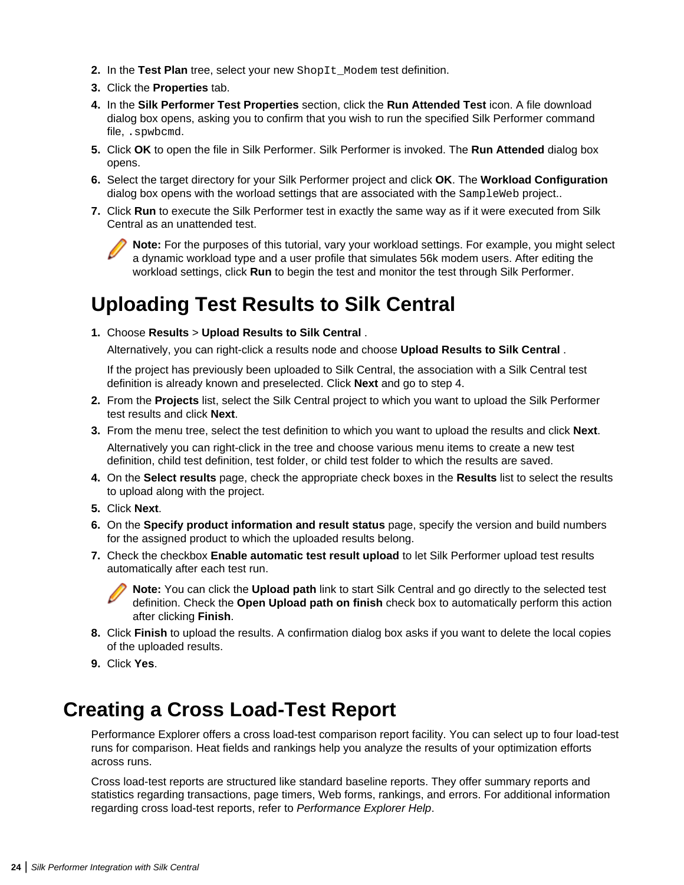2. In the **Test Plan** tree, select your new `ShopIt_Modem` test definition.
3. Click the **Properties** tab.
4. In the **Silk Performer Test Properties** section, click the **Run Attended Test** icon. A file download dialog box opens, asking you to confirm that you wish to run the specified Silk Performer command file, `.spwbcmd`.
5. Click **OK** to open the file in Silk Performer. Silk Performer is invoked. The **Run Attended** dialog box opens.
6. Select the target directory for your Silk Performer project and click **OK**. The **Workload Configuration** dialog box opens with the worload settings that are associated with the `SampleWeb` project..
7. Click **Run** to execute the Silk Performer test in exactly the same way as if it were executed from Silk Central as an unattended test.

   **Note:** For the purposes of this tutorial, vary your workload settings. For example, you might select a dynamic workload type and a user profile that simulates 56k modem users. After editing the workload settings, click **Run** to begin the test and monitor the test through Silk Performer.

## Uploading Test Results to Silk Central

1. Choose **Results** > **Upload Results to Silk Central** .

   Alternatively, you can right-click a results node and choose **Upload Results to Silk Central** .

   If the project has previously been uploaded to Silk Central, the association with a Silk Central test definition is already known and preselected. Click **Next** and go to step 4.
2. From the **Projects** list, select the Silk Central project to which you want to upload the Silk Performer test results and click **Next**.
3. From the menu tree, select the test definition to which you want to upload the results and click **Next**.

   Alternatively you can right-click in the tree and choose various menu items to create a new test definition, child test definition, test folder, or child test folder to which the results are saved.
4. On the **Select results** page, check the appropriate check boxes in the **Results** list to select the results to upload along with the project.
5. Click **Next**.
6. On the **Specify product information and result status** page, specify the version and build numbers for the assigned product to which the uploaded results belong.
7. Check the checkbox **Enable automatic test result upload** to let Silk Performer upload test results automatically after each test run.

   **Note:** You can click the **Upload path** link to start Silk Central and go directly to the selected test definition. Check the **Open Upload path on finish** check box to automatically perform this action after clicking **Finish**.
8. Click **Finish** to upload the results. A confirmation dialog box asks if you want to delete the local copies of the uploaded results.
9. Click **Yes**.

# Creating a Cross Load-Test Report

Performance Explorer offers a cross load-test comparison report facility. You can select up to four load-test runs for comparison. Heat fields and rankings help you analyze the results of your optimization efforts across runs.

Cross load-test reports are structured like standard baseline reports. They offer summary reports and statistics regarding transactions, page timers, Web forms, rankings, and errors. For additional information regarding cross load-test reports, refer to *Performance Explorer Help*.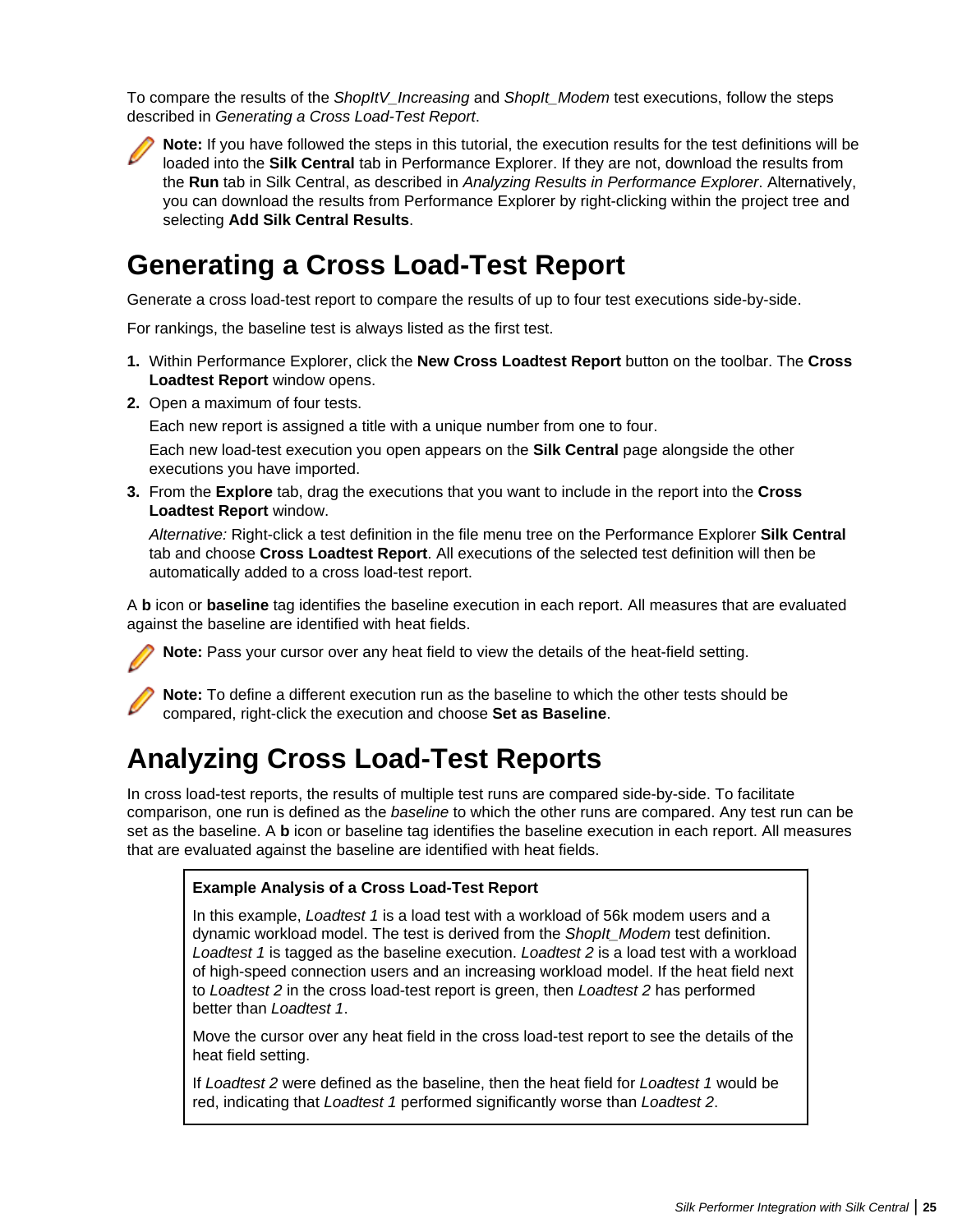To compare the results of the *ShopItV_Increasing* and *ShopIt_Modem* test executions, follow the steps described in *Generating a Cross Load-Test Report*.

**Note:** If you have followed the steps in this tutorial, the execution results for the test definitions will be loaded into the **Silk Central** tab in Performance Explorer. If they are not, download the results from the **Run** tab in Silk Central, as described in *Analyzing Results in Performance Explorer*. Alternatively, you can download the results from Performance Explorer by right-clicking within the project tree and selecting **Add Silk Central Results**.

# Generating a Cross Load-Test Report

Generate a cross load-test report to compare the results of up to four test executions side-by-side.

For rankings, the baseline test is always listed as the first test.

1. Within Performance Explorer, click the **New Cross Loadtest Report** button on the toolbar. The **Cross Loadtest Report** window opens.
2. Open a maximum of four tests.

   Each new report is assigned a title with a unique number from one to four.

   Each new load-test execution you open appears on the **Silk Central** page alongside the other executions you have imported.
3. From the **Explore** tab, drag the executions that you want to include in the report into the **Cross Loadtest Report** window.

   *Alternative:* Right-click a test definition in the file menu tree on the Performance Explorer **Silk Central** tab and choose **Cross Loadtest Report**. All executions of the selected test definition will then be automatically added to a cross load-test report.

A **b** icon or **baseline** tag identifies the baseline execution in each report. All measures that are evaluated against the baseline are identified with heat fields.

**Note:** Pass your cursor over any heat field to view the details of the heat-field setting.

**Note:** To define a different execution run as the baseline to which the other tests should be compared, right-click the execution and choose **Set as Baseline**.

# Analyzing Cross Load-Test Reports

In cross load-test reports, the results of multiple test runs are compared side-by-side. To facilitate comparison, one run is defined as the *baseline* to which the other runs are compared. Any test run can be set as the baseline. A **b** icon or baseline tag identifies the baseline execution in each report. All measures that are evaluated against the baseline are identified with heat fields.

**Example Analysis of a Cross Load-Test Report**

In this example, *Loadtest 1* is a load test with a workload of 56k modem users and a dynamic workload model. The test is derived from the *ShopIt_Modem* test definition. *Loadtest 1* is tagged as the baseline execution. *Loadtest 2* is a load test with a workload of high-speed connection users and an increasing workload model. If the heat field next to *Loadtest 2* in the cross load-test report is green, then *Loadtest 2* has performed better than *Loadtest 1*.

Move the cursor over any heat field in the cross load-test report to see the details of the heat field setting.

If *Loadtest 2* were defined as the baseline, then the heat field for *Loadtest 1* would be red, indicating that *Loadtest 1* performed significantly worse than *Loadtest 2*.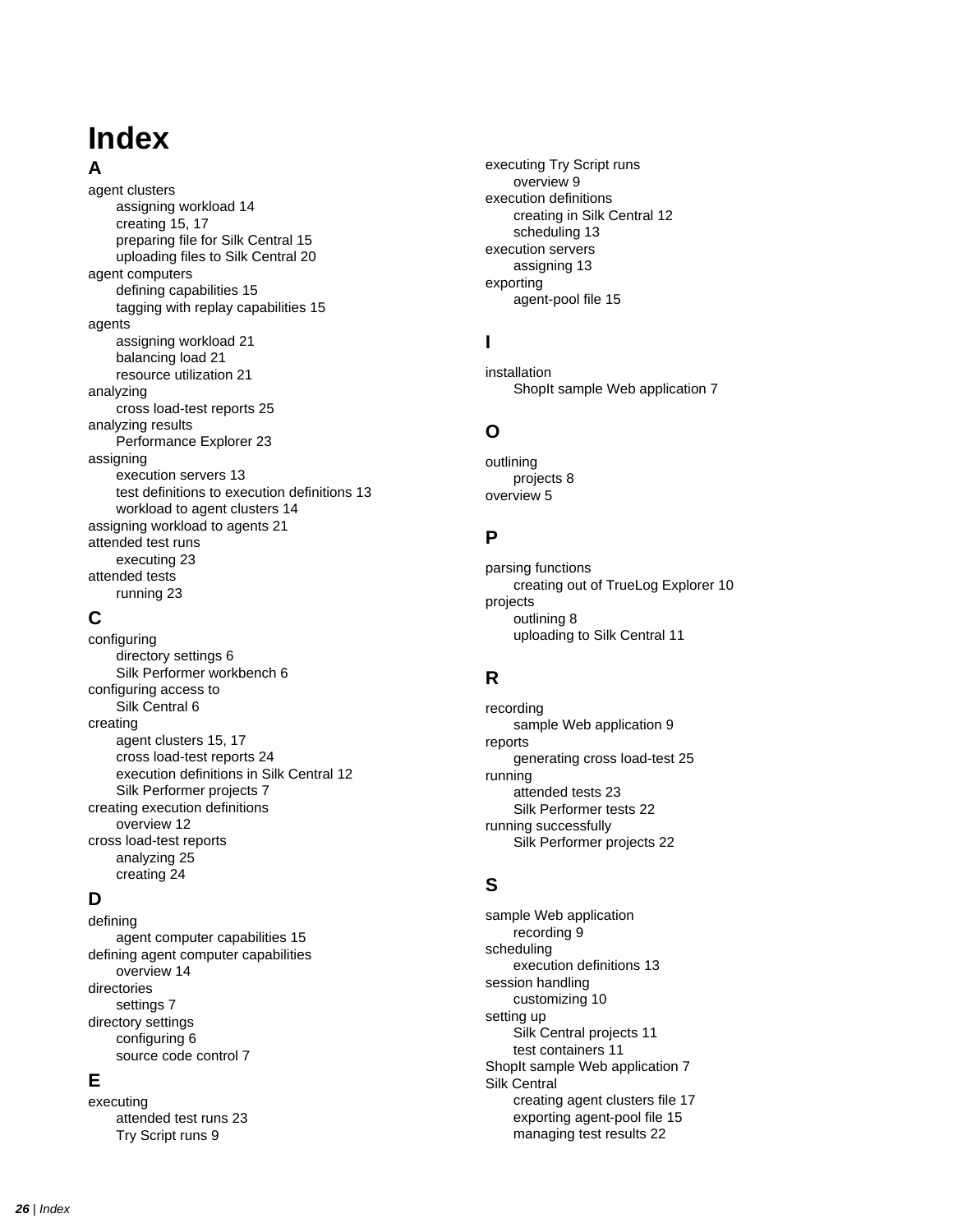# Index

## A

agent clusters
- assigning workload 14
- creating 15, 17
- preparing file for Silk Central 15
- uploading files to Silk Central 20

agent computers
- defining capabilities 15
- tagging with replay capabilities 15

agents
- assigning workload 21
- balancing load 21
- resource utilization 21

analyzing
- cross load-test reports 25

analyzing results
- Performance Explorer 23

assigning
- execution servers 13
- test definitions to execution definitions 13
- workload to agent clusters 14

assigning workload to agents 21

attended test runs
- executing 23

attended tests
- running 23

## C

configuring
- directory settings 6
- Silk Performer workbench 6

configuring access to
- Silk Central 6

creating
- agent clusters 15, 17
- cross load-test reports 24
- execution definitions in Silk Central 12
- Silk Performer projects 7

creating execution definitions
- overview 12

cross load-test reports
- analyzing 25
- creating 24

## D

defining
- agent computer capabilities 15

defining agent computer capabilities
- overview 14

directories
- settings 7

directory settings
- configuring 6
- source code control 7

## E

executing
- attended test runs 23
- Try Script runs 9

executing Try Script runs
- overview 9

execution definitions
- creating in Silk Central 12
- scheduling 13

execution servers
- assigning 13

exporting
- agent-pool file 15

## I

installation
- ShopIt sample Web application 7

## O

outlining
- projects 8

overview 5

## P

parsing functions
- creating out of TrueLog Explorer 10

projects
- outlining 8
- uploading to Silk Central 11

## R

recording
- sample Web application 9

reports
- generating cross load-test 25

running
- attended tests 23
- Silk Performer tests 22

running successfully
- Silk Performer projects 22

## S

sample Web application
- recording 9

scheduling
- execution definitions 13

session handling
- customizing 10

setting up
- Silk Central projects 11
- test containers 11

ShopIt sample Web application 7

Silk Central
- creating agent clusters file 17
- exporting agent-pool file 15
- managing test results 22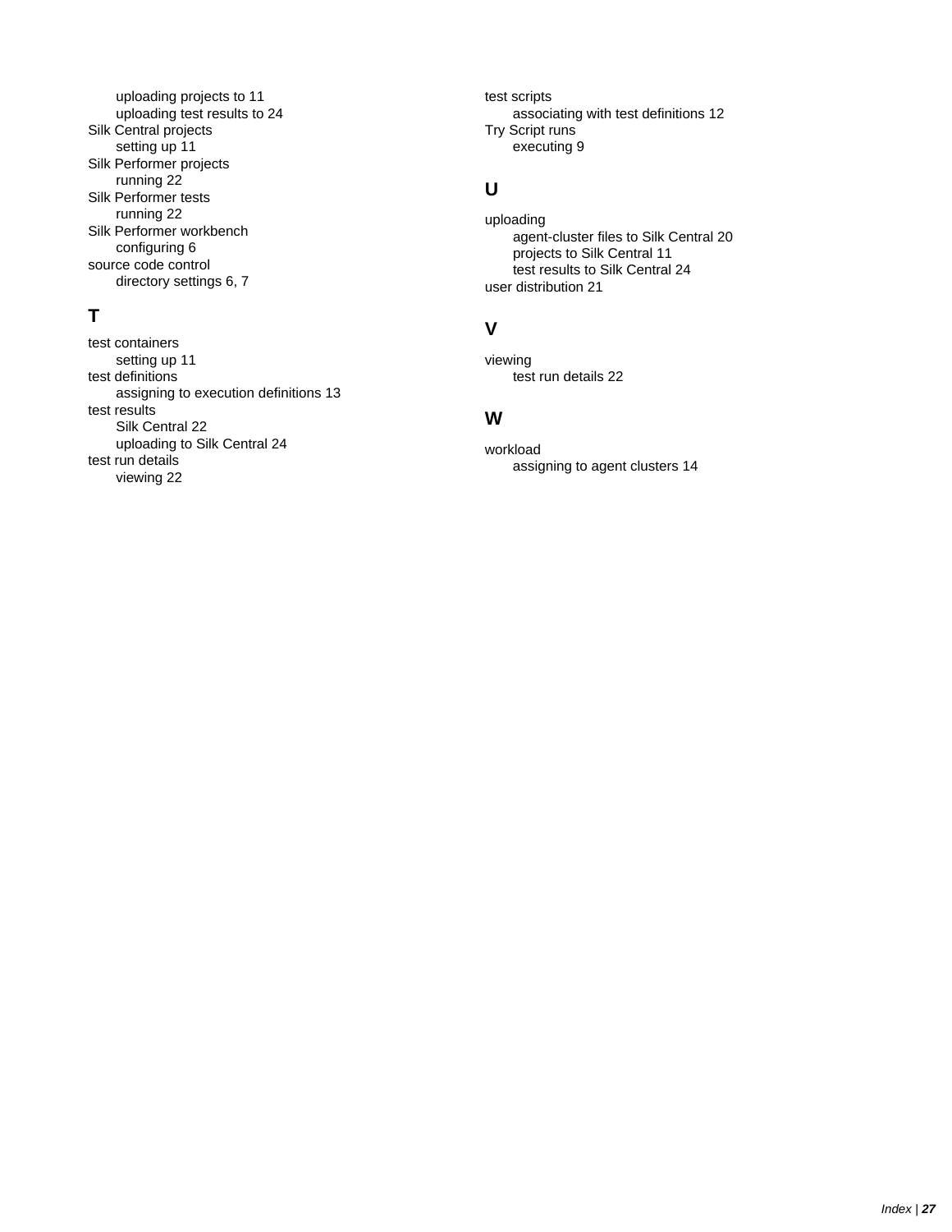uploading projects to 11
uploading test results to 24

Silk Central projects
setting up 11

Silk Performer projects
running 22

Silk Performer tests
running 22

Silk Performer workbench
configuring 6

source code control
directory settings 6, 7

## T

test containers
setting up 11

test definitions
assigning to execution definitions 13

test results
Silk Central 22
uploading to Silk Central 24

test run details
viewing 22

test scripts
associating with test definitions 12

Try Script runs
executing 9

## U

uploading
agent-cluster files to Silk Central 20
projects to Silk Central 11
test results to Silk Central 24

user distribution 21

## V

viewing
test run details 22

## W

workload
assigning to agent clusters 14